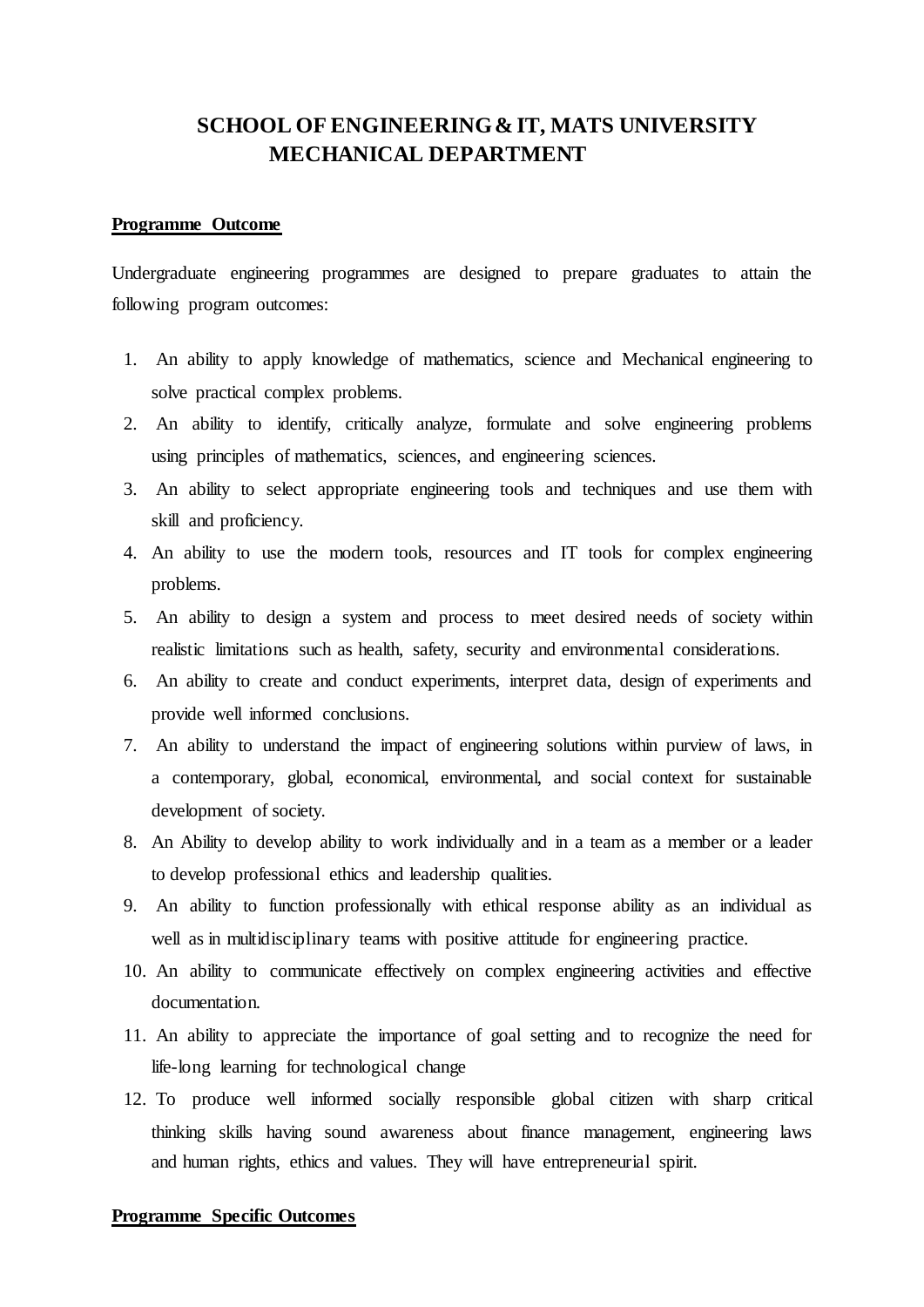# SCHOOL OF ENGINEERING & IT, MATS UNIVERSITY
## MECHANICAL DEPARTMENT

**Programme Outcome**

Undergraduate engineering programmes are designed to prepare graduates to attain the following program outcomes:

1. An ability to apply knowledge of mathematics, science and Mechanical engineering to solve practical complex problems.
2. An ability to identify, critically analyze, formulate and solve engineering problems using principles of mathematics, sciences, and engineering sciences.
3. An ability to select appropriate engineering tools and techniques and use them with skill and proficiency.
4. An ability to use the modern tools, resources and IT tools for complex engineering problems.
5. An ability to design a system and process to meet desired needs of society within realistic limitations such as health, safety, security and environmental considerations.
6. An ability to create and conduct experiments, interpret data, design of experiments and provide well informed conclusions.
7. An ability to understand the impact of engineering solutions within purview of laws, in a contemporary, global, economical, environmental, and social context for sustainable development of society.
8. An Ability to develop ability to work individually and in a team as a member or a leader to develop professional ethics and leadership qualities.
9. An ability to function professionally with ethical response ability as an individual as well as in multidisciplinary teams with positive attitude for engineering practice.
10. An ability to communicate effectively on complex engineering activities and effective documentation.
11. An ability to appreciate the importance of goal setting and to recognize the need for life-long learning for technological change
12. To produce well informed socially responsible global citizen with sharp critical thinking skills having sound awareness about finance management, engineering laws and human rights, ethics and values. They will have entrepreneurial spirit.

**Programme Specific Outcomes**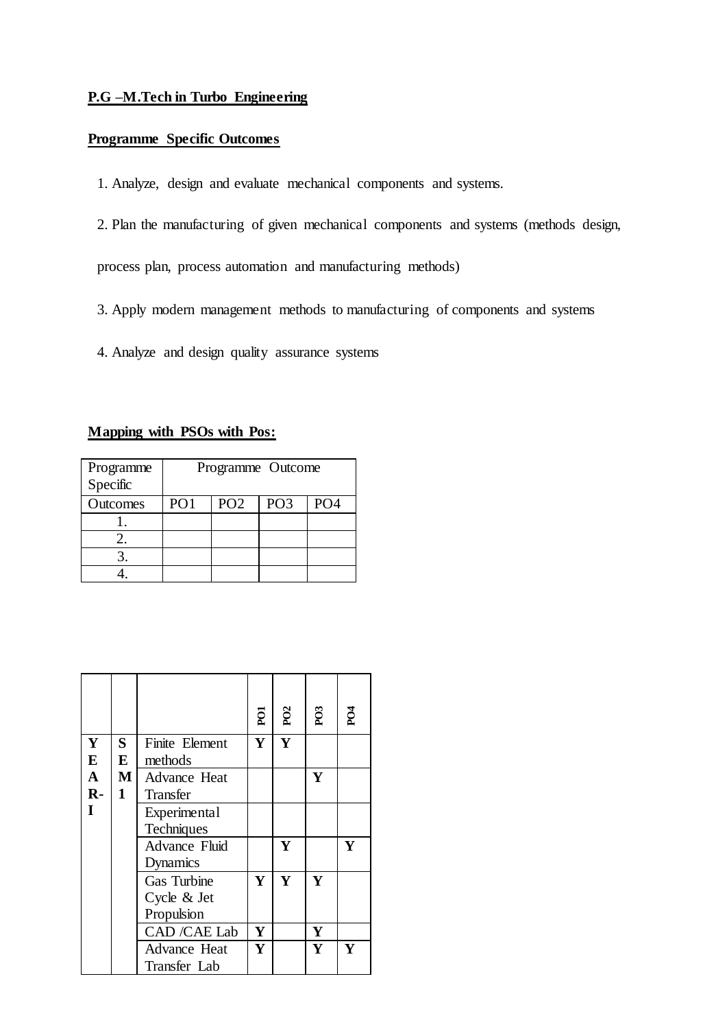**P.G –M.Tech in Turbo Engineering**

**Programme Specific Outcomes**

1. Analyze, design and evaluate mechanical components and systems.

2. Plan the manufacturing of given mechanical components and systems (methods design, process plan, process automation and manufacturing methods)

3. Apply modern management methods to manufacturing of components and systems

4. Analyze and design quality assurance systems

**Mapping with PSOs with Pos:**

| Programme Specific | Programme Outcome | | | |
|---|---|---|---|---|
| Outcomes | PO1 | PO2 | PO3 | PO4 |
| 1. | | | | |
| 2. | | | | |
| 3. | | | | |
| 4. | | | | |

| | | | PO1 | PO2 | PO3 | PO4 |
|---|---|---|---|---|---|---|
| YEAR-I | SEM 1 | Finite Element methods | Y | Y | | |
| | | Advance Heat Transfer | | | Y | |
| | | Experimental Techniques | | | | |
| | | Advance Fluid Dynamics | | Y | | Y |
| | | Gas Turbine Cycle & Jet Propulsion | Y | Y | Y | |
| | | CAD /CAE Lab | Y | | Y | |
| | | Advance Heat Transfer Lab | Y | | Y | Y |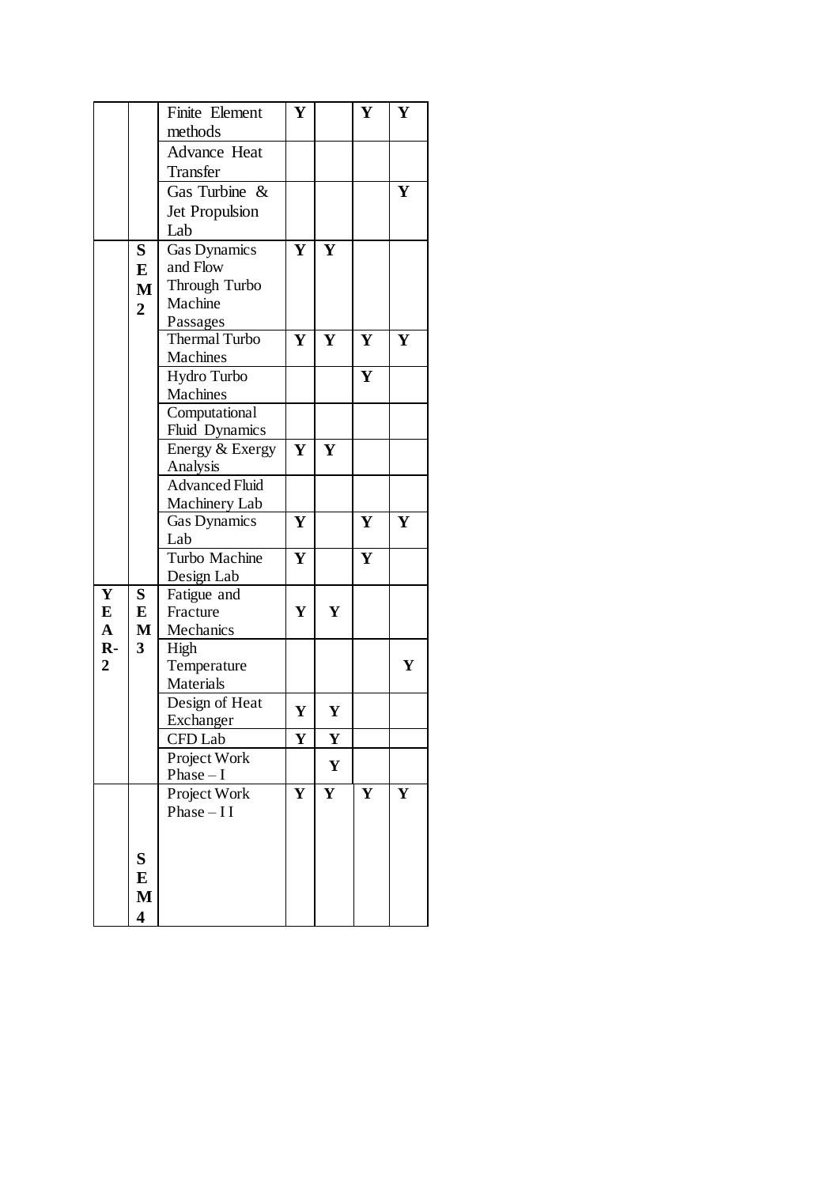| | | | | | | |
|---|---|---|---|---|---|---|
| | | Finite Element methods | **Y** | | **Y** | **Y** |
| | | Advance Heat Transfer | | | | |
| | | Gas Turbine & Jet Propulsion Lab | | | | **Y** |
| | **SEM 2** | Gas Dynamics and Flow Through Turbo Machine Passages | **Y** | **Y** | | |
| | | Thermal Turbo Machines | **Y** | **Y** | **Y** | **Y** |
| | | Hydro Turbo Machines | | | **Y** | |
| | | Computational Fluid Dynamics | | | | |
| | | Energy & Exergy Analysis | **Y** | **Y** | | |
| | | Advanced Fluid Machinery Lab | | | | |
| | | Gas Dynamics Lab | **Y** | | **Y** | **Y** |
| | | Turbo Machine Design Lab | **Y** | | **Y** | |
| **YEAR-2** | **SEM 3** | Fatigue and Fracture Mechanics | **Y** | **Y** | | |
| | | High Temperature Materials | | | | **Y** |
| | | Design of Heat Exchanger | **Y** | **Y** | | |
| | | CFD Lab | **Y** | **Y** | | |
| | | Project Work Phase – I | | **Y** | | |
| | **SEM 4** | Project Work Phase – I I | **Y** | **Y** | **Y** | **Y** |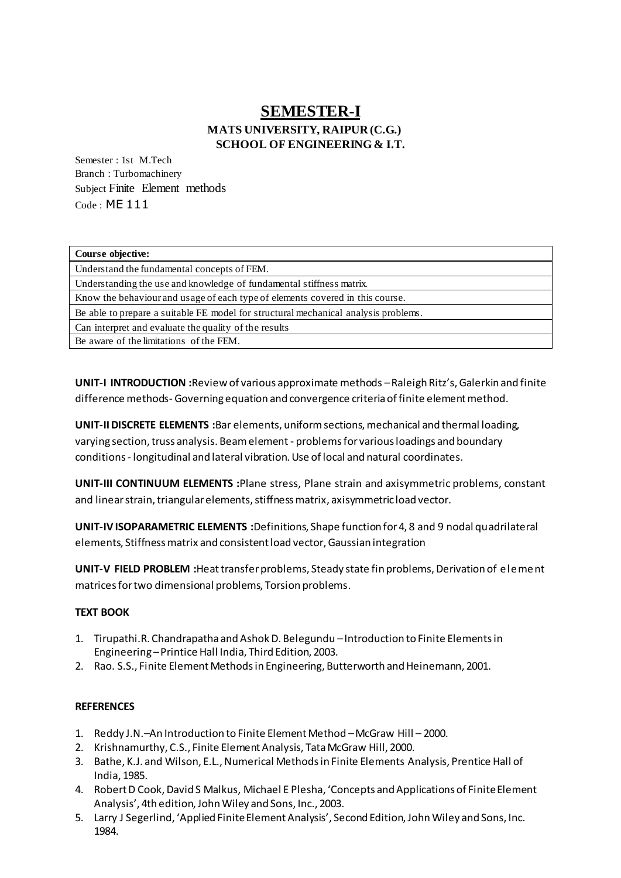# SEMESTER-I

## MATS UNIVERSITY, RAIPUR (C.G.)
## SCHOOL OF ENGINEERING & I.T.

Semester : 1st M.Tech
Branch : Turbomachinery
Subject Finite Element methods
Code : ME 111

| Course objective: |
|---|
| Understand the fundamental concepts of FEM. |
| Understanding the use and knowledge of fundamental stiffness matrix. |
| Know the behaviour and usage of each type of elements covered in this course. |
| Be able to prepare a suitable FE model for structural mechanical analysis problems. |
| Can interpret and evaluate the quality of the results |
| Be aware of the limitations of the FEM. |

**UNIT-I INTRODUCTION :** Review of various approximate methods – Raleigh Ritz's, Galerkin and finite difference methods- Governing equation and convergence criteria of finite element method.

**UNIT-II DISCRETE ELEMENTS :** Bar elements, uniform sections, mechanical and thermal loading, varying section, truss analysis. Beam element - problems for various loadings and boundary conditions - longitudinal and lateral vibration. Use of local and natural coordinates.

**UNIT-III CONTINUUM ELEMENTS :** Plane stress, Plane strain and axisymmetric problems, constant and linear strain, triangular elements, stiffness matrix, axisymmetric load vector.

**UNIT-IV ISOPARAMETRIC ELEMENTS :** Definitions, Shape function for 4, 8 and 9 nodal quadrilateral elements, Stiffness matrix and consistent load vector, Gaussian integration

**UNIT-V FIELD PROBLEM :** Heat transfer problems, Steady state fin problems, Derivation of element matrices for two dimensional problems, Torsion problems.

**TEXT BOOK**

1. Tirupathi.R. Chandrapatha and Ashok D. Belegundu – Introduction to Finite Elements in Engineering – Printice Hall India, Third Edition, 2003.
2. Rao. S.S., Finite Element Methods in Engineering, Butterworth and Heinemann, 2001.

**REFERENCES**

1. Reddy J.N.–An Introduction to Finite Element Method – McGraw Hill – 2000.
2. Krishnamurthy, C.S., Finite Element Analysis, Tata McGraw Hill, 2000.
3. Bathe, K.J. and Wilson, E.L., Numerical Methods in Finite Elements Analysis, Prentice Hall of India, 1985.
4. Robert D Cook, David S Malkus, Michael E Plesha, 'Concepts and Applications of Finite Element Analysis', 4th edition, John Wiley and Sons, Inc., 2003.
5. Larry J Segerlind, 'Applied Finite Element Analysis', Second Edition, John Wiley and Sons, Inc. 1984.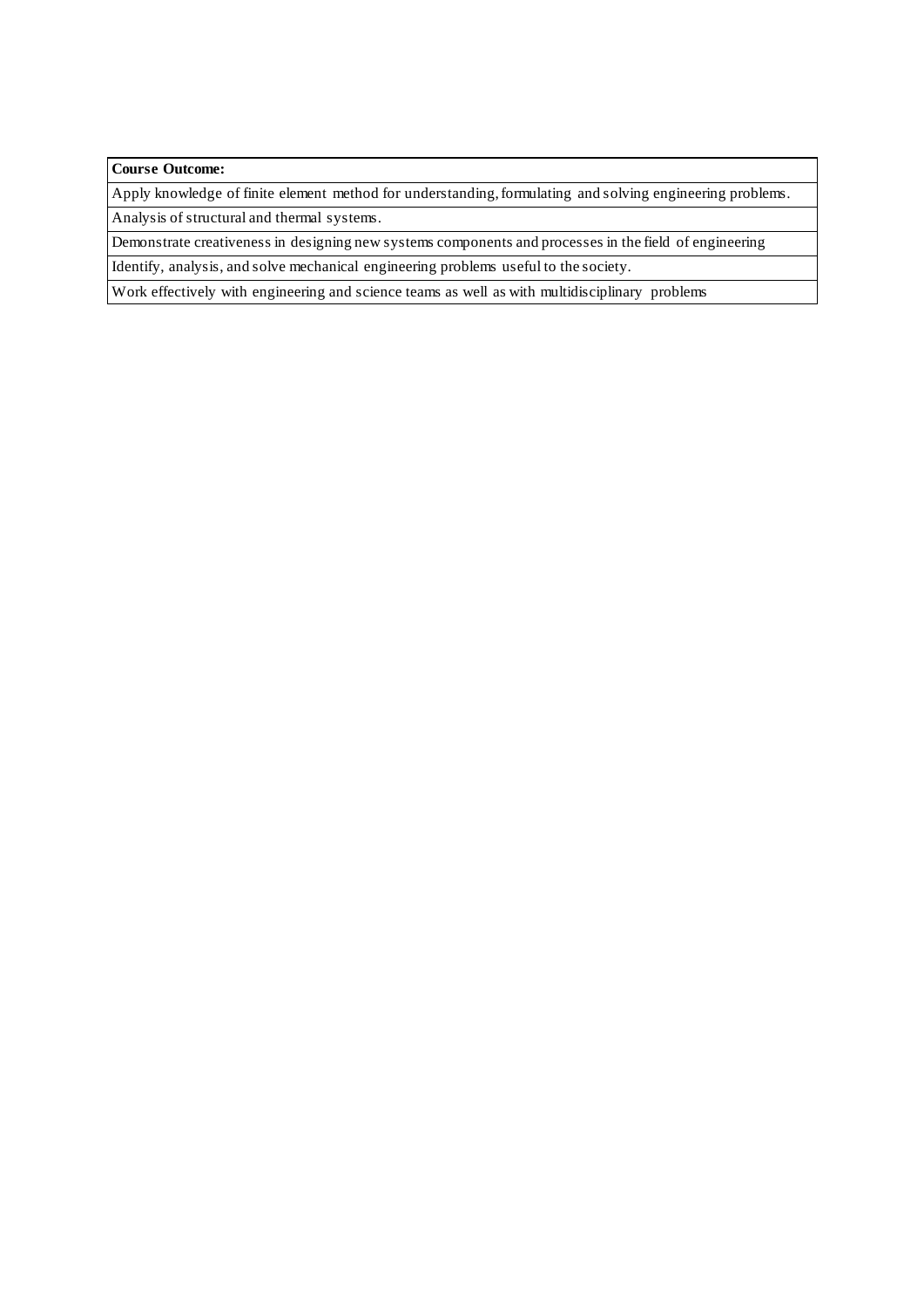| **Course Outcome:** |
| --- |
| Apply knowledge of finite element method for understanding, formulating and solving engineering problems. |
| Analysis of structural and thermal systems. |
| Demonstrate creativeness in designing new systems components and processes in the field of engineering |
| Identify, analysis, and solve mechanical engineering problems useful to the society. |
| Work effectively with engineering and science teams as well as with multidisciplinary problems |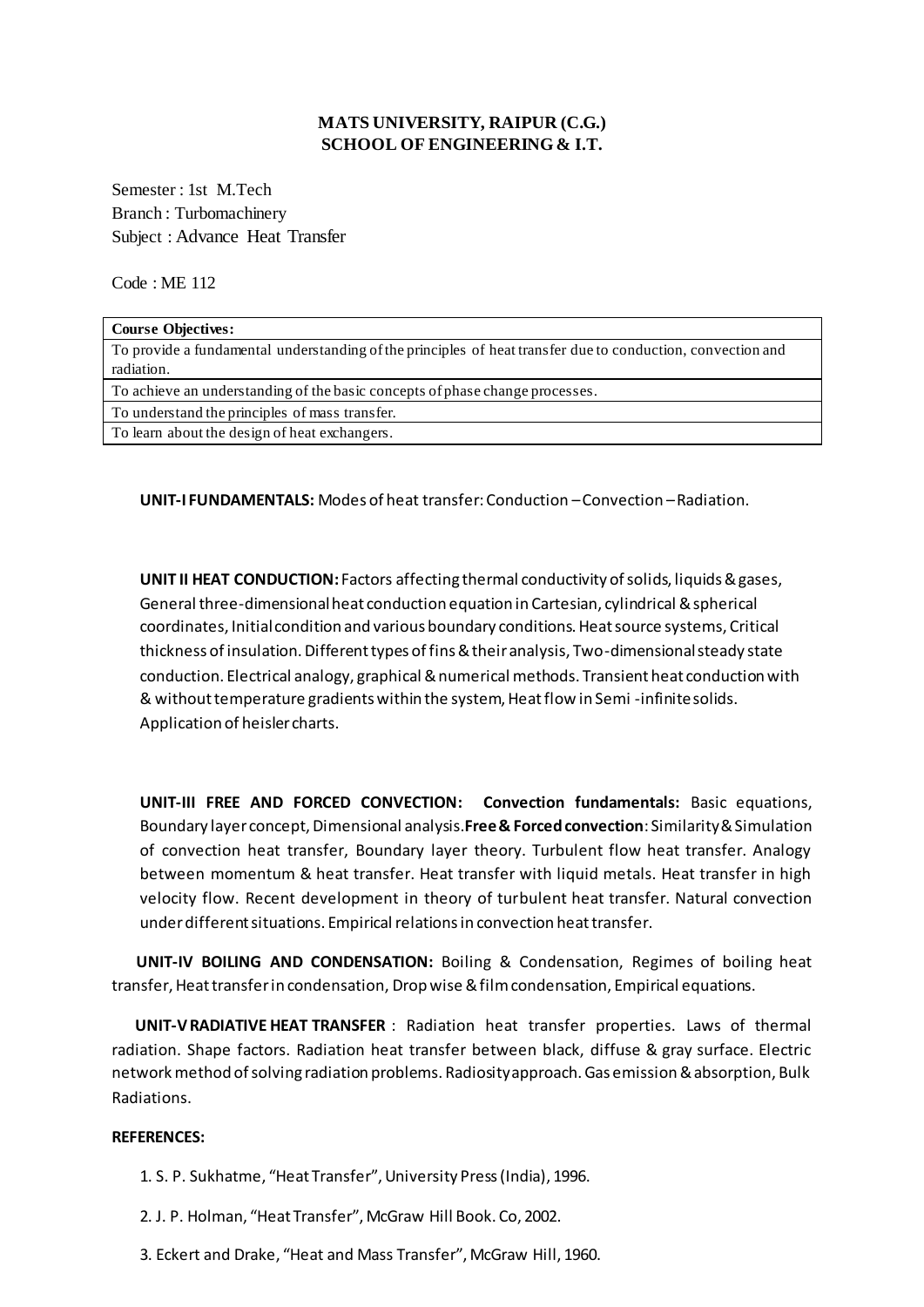**MATS UNIVERSITY, RAIPUR (C.G.)**
**SCHOOL OF ENGINEERING & I.T.**

Semester : 1st M.Tech
Branch : Turbomachinery
Subject : Advance Heat Transfer

Code : ME 112

| **Course Objectives:** |
|---|
| To provide a fundamental understanding of the principles of heat transfer due to conduction, convection and radiation. |
| To achieve an understanding of the basic concepts of phase change processes. |
| To understand the principles of mass transfer. |
| To learn about the design of heat exchangers. |

**UNIT-I FUNDAMENTALS:** Modes of heat transfer: Conduction – Convection – Radiation.

**UNIT II HEAT CONDUCTION:** Factors affecting thermal conductivity of solids, liquids & gases, General three-dimensional heat conduction equation in Cartesian, cylindrical & spherical coordinates, Initial condition and various boundary conditions. Heat source systems, Critical thickness of insulation. Different types of fins & their analysis, Two-dimensional steady state conduction. Electrical analogy, graphical & numerical methods. Transient heat conduction with & without temperature gradients within the system, Heat flow in Semi -infinite solids. Application of heisler charts.

**UNIT-III FREE AND FORCED CONVECTION: Convection fundamentals:** Basic equations, Boundary layer concept, Dimensional analysis. **Free & Forced convection**: Similarity & Simulation of convection heat transfer, Boundary layer theory. Turbulent flow heat transfer. Analogy between momentum & heat transfer. Heat transfer with liquid metals. Heat transfer in high velocity flow. Recent development in theory of turbulent heat transfer. Natural convection under different situations. Empirical relations in convection heat transfer.

**UNIT-IV BOILING AND CONDENSATION:** Boiling & Condensation, Regimes of boiling heat transfer, Heat transfer in condensation, Drop wise & film condensation, Empirical equations.

**UNIT-V RADIATIVE HEAT TRANSFER** : Radiation heat transfer properties. Laws of thermal radiation. Shape factors. Radiation heat transfer between black, diffuse & gray surface. Electric network method of solving radiation problems. Radiosity approach. Gas emission & absorption, Bulk Radiations.

**REFERENCES:**

1. S. P. Sukhatme, "Heat Transfer", University Press (India), 1996.
2. J. P. Holman, "Heat Transfer", McGraw Hill Book. Co, 2002.
3. Eckert and Drake, "Heat and Mass Transfer", McGraw Hill, 1960.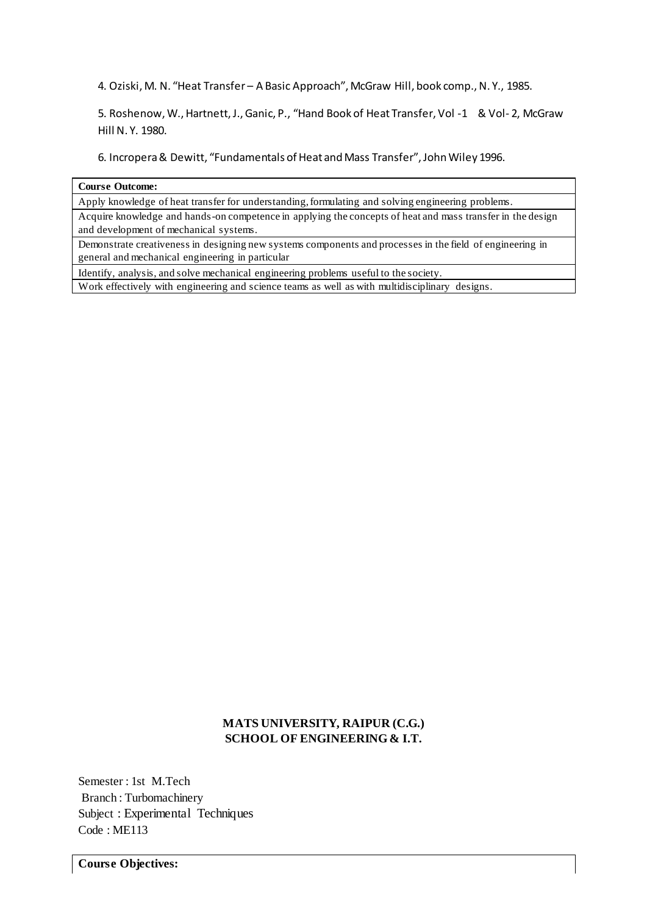4. Oziski, M. N. "Heat Transfer – A Basic Approach", McGraw Hill, book comp., N. Y., 1985.

5. Roshenow, W., Hartnett, J., Ganic, P., "Hand Book of Heat Transfer, Vol -1 & Vol- 2, McGraw Hill N. Y. 1980.

6. Incropera & Dewitt, "Fundamentals of Heat and Mass Transfer", John Wiley 1996.

| **Course Outcome:** |
| --- |
| Apply knowledge of heat transfer for understanding, formulating and solving engineering problems. |
| Acquire knowledge and hands-on competence in applying the concepts of heat and mass transfer in the design and development of mechanical systems. |
| Demonstrate creativeness in designing new systems components and processes in the field of engineering in general and mechanical engineering in particular |
| Identify, analysis, and solve mechanical engineering problems useful to the society. |
| Work effectively with engineering and science teams as well as with multidisciplinary designs. |

**MATS UNIVERSITY, RAIPUR (C.G.)**
**SCHOOL OF ENGINEERING & I.T.**

Semester : 1st M.Tech
Branch : Turbomachinery
Subject : Experimental Techniques
Code : ME113

| **Course Objectives:** |
| --- |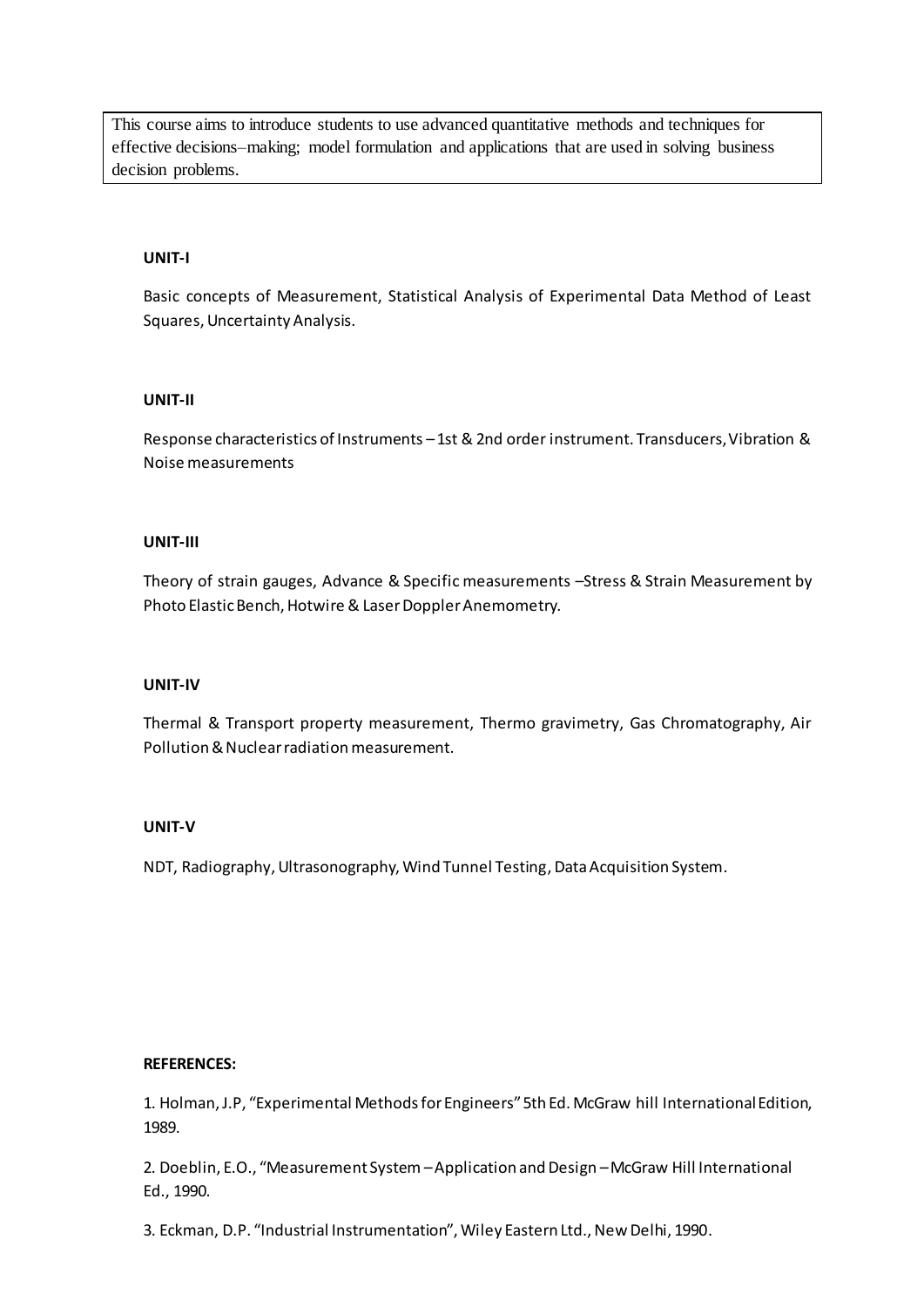This course aims to introduce students to use advanced quantitative methods and techniques for effective decisions–making; model formulation and applications that are used in solving business decision problems.

**UNIT-I**

Basic concepts of Measurement, Statistical Analysis of Experimental Data Method of Least Squares, Uncertainty Analysis.

**UNIT-II**

Response characteristics of Instruments – 1st & 2nd order instrument. Transducers, Vibration & Noise measurements

**UNIT-III**

Theory of strain gauges, Advance & Specific measurements –Stress & Strain Measurement by Photo Elastic Bench, Hotwire & Laser Doppler Anemometry.

**UNIT-IV**

Thermal & Transport property measurement, Thermo gravimetry, Gas Chromatography, Air Pollution & Nuclear radiation measurement.

**UNIT-V**

NDT, Radiography, Ultrasonography, Wind Tunnel Testing, Data Acquisition System.

**REFERENCES:**

1. Holman, J.P, "Experimental Methods for Engineers" 5th Ed. McGraw hill International Edition, 1989.

2. Doeblin, E.O., "Measurement System – Application and Design – McGraw Hill International Ed., 1990.

3. Eckman, D.P. "Industrial Instrumentation", Wiley Eastern Ltd., New Delhi, 1990.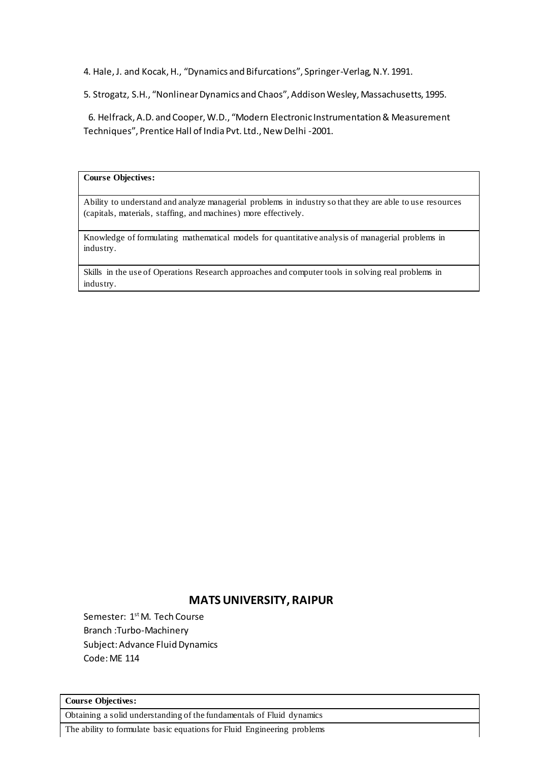4. Hale, J. and Kocak, H., "Dynamics and Bifurcations", Springer-Verlag, N.Y. 1991.

5. Strogatz, S.H., "Nonlinear Dynamics and Chaos", Addison Wesley, Massachusetts, 1995.

6. Helfrack, A.D. and Cooper, W.D., "Modern Electronic Instrumentation & Measurement Techniques", Prentice Hall of India Pvt. Ltd., New Delhi -2001.

| **Course Objectives:** |
|---|
| Ability to understand and analyze managerial problems in industry so that they are able to use resources (capitals, materials, staffing, and machines) more effectively. |
| Knowledge of formulating mathematical models for quantitative analysis of managerial problems in industry. |
| Skills in the use of Operations Research approaches and computer tools in solving real problems in industry. |

## MATS UNIVERSITY, RAIPUR

Semester: 1st M. Tech Course
Branch :Turbo-Machinery
Subject: Advance Fluid Dynamics
Code: ME 114

| **Course Objectives:** |
|---|
| Obtaining a solid understanding of the fundamentals of Fluid dynamics |
| The ability to formulate basic equations for Fluid Engineering problems |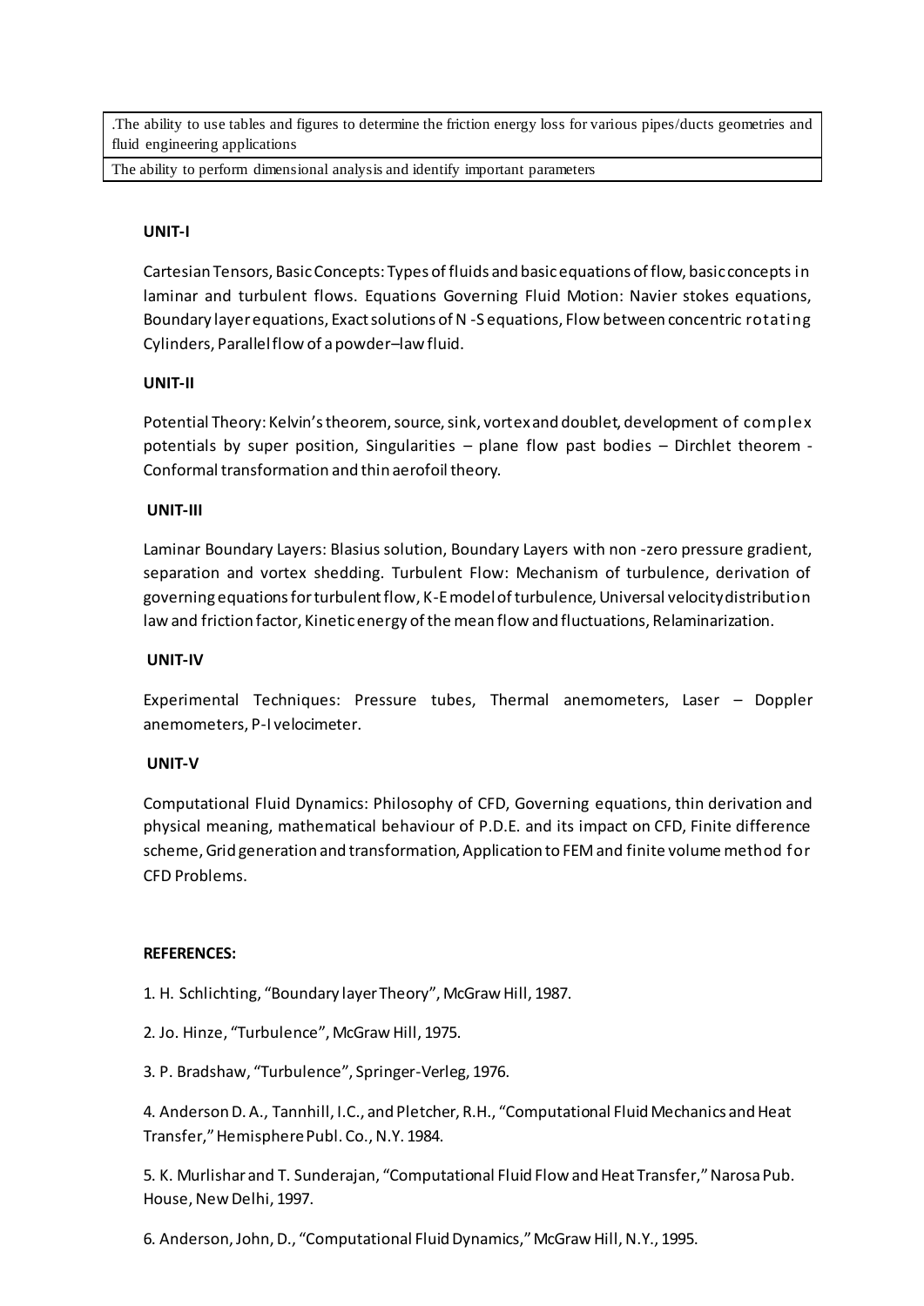| .The ability to use tables and figures to determine the friction energy loss for various pipes/ducts geometries and fluid engineering applications |
|---|
| The ability to perform dimensional analysis and identify important parameters |

**UNIT-I**

Cartesian Tensors, Basic Concepts: Types of fluids and basic equations of flow, basic concepts in laminar and turbulent flows. Equations Governing Fluid Motion: Navier stokes equations, Boundary layer equations, Exact solutions of N -S equations, Flow between concentric rotating Cylinders, Parallel flow of a powder–law fluid.

**UNIT-II**

Potential Theory: Kelvin's theorem, source, sink, vortex and doublet, development of complex potentials by super position, Singularities – plane flow past bodies – Dirchlet theorem - Conformal transformation and thin aerofoil theory.

**UNIT-III**

Laminar Boundary Layers: Blasius solution, Boundary Layers with non -zero pressure gradient, separation and vortex shedding. Turbulent Flow: Mechanism of turbulence, derivation of governing equations for turbulent flow, K-E model of turbulence, Universal velocity distribution law and friction factor, Kinetic energy of the mean flow and fluctuations, Relaminarization.

**UNIT-IV**

Experimental Techniques: Pressure tubes, Thermal anemometers, Laser – Doppler anemometers, P-I velocimeter.

**UNIT-V**

Computational Fluid Dynamics: Philosophy of CFD, Governing equations, thin derivation and physical meaning, mathematical behaviour of P.D.E. and its impact on CFD, Finite difference scheme, Grid generation and transformation, Application to FEM and finite volume method for CFD Problems.

**REFERENCES:**

1. H. Schlichting, "Boundary layer Theory", McGraw Hill, 1987.

2. Jo. Hinze, "Turbulence", McGraw Hill, 1975.

3. P. Bradshaw, "Turbulence", Springer-Verleg, 1976.

4. Anderson D. A., Tannhill, I.C., and Pletcher, R.H., "Computational Fluid Mechanics and Heat Transfer," Hemisphere Publ. Co., N.Y. 1984.

5. K. Murlishar and T. Sunderajan, "Computational Fluid Flow and Heat Transfer," Narosa Pub. House, New Delhi, 1997.

6. Anderson, John, D., "Computational Fluid Dynamics," McGraw Hill, N.Y., 1995.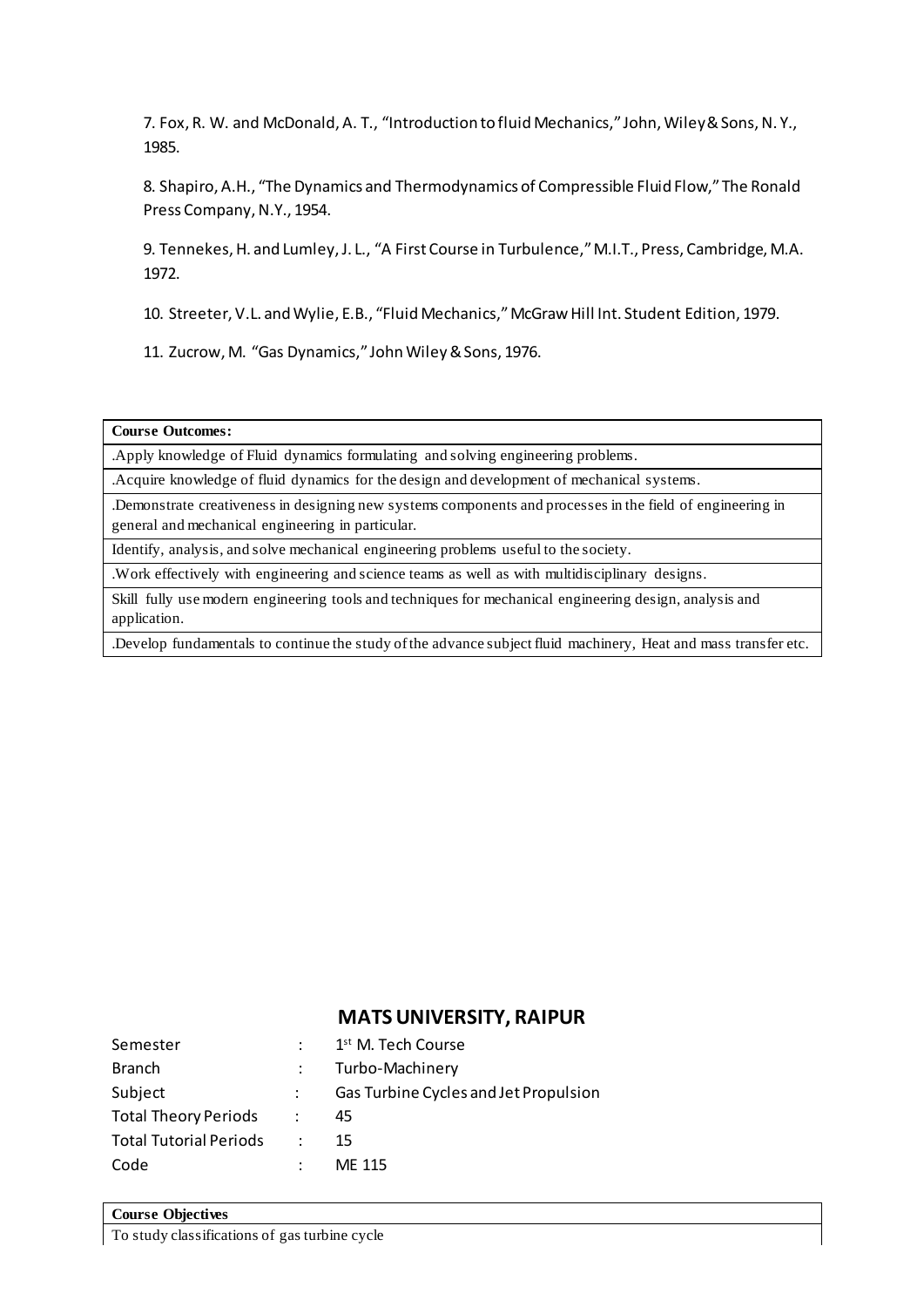7. Fox, R. W. and McDonald, A. T., "Introduction to fluid Mechanics," John, Wiley & Sons, N. Y., 1985.

8. Shapiro, A.H., "The Dynamics and Thermodynamics of Compressible Fluid Flow," The Ronald Press Company, N.Y., 1954.

9. Tennekes, H. and Lumley, J. L., "A First Course in Turbulence," M.I.T., Press, Cambridge, M.A. 1972.

10. Streeter, V.L. and Wylie, E.B., "Fluid Mechanics," McGraw Hill Int. Student Edition, 1979.

11. Zucrow, M. "Gas Dynamics," John Wiley & Sons, 1976.

| **Course Outcomes:** |
|---|
| .Apply knowledge of Fluid dynamics formulating and solving engineering problems. |
| .Acquire knowledge of fluid dynamics for the design and development of mechanical systems. |
| .Demonstrate creativeness in designing new systems components and processes in the field of engineering in general and mechanical engineering in particular. |
| Identify, analysis, and solve mechanical engineering problems useful to the society. |
| .Work effectively with engineering and science teams as well as with multidisciplinary designs. |
| Skill fully use modern engineering tools and techniques for mechanical engineering design, analysis and application. |
| .Develop fundamentals to continue the study of the advance subject fluid machinery, Heat and mass transfer etc. |

## MATS UNIVERSITY, RAIPUR

| | | |
|---|---|---|
| Semester | : | 1st M. Tech Course |
| Branch | : | Turbo-Machinery |
| Subject | : | Gas Turbine Cycles and Jet Propulsion |
| Total Theory Periods | : | 45 |
| Total Tutorial Periods | : | 15 |
| Code | : | ME 115 |

| **Course Objectives** |
|---|
| To study classifications of gas turbine cycle |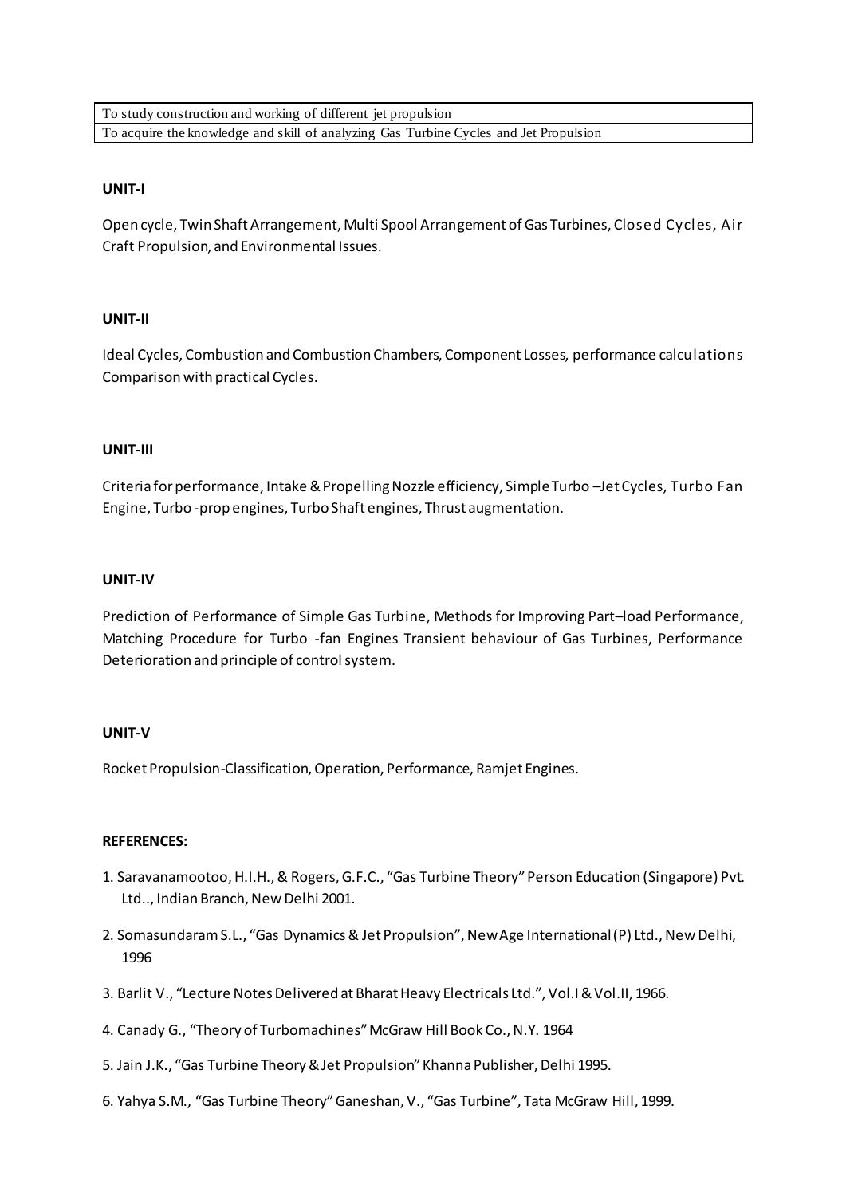| To study construction and working of different jet propulsion |
|---|
| To acquire the knowledge and skill of analyzing Gas Turbine Cycles and Jet Propulsion |

**UNIT-I**

Open cycle, Twin Shaft Arrangement, Multi Spool Arrangement of Gas Turbines, Closed Cycles, Air Craft Propulsion, and Environmental Issues.

**UNIT-II**

Ideal Cycles, Combustion and Combustion Chambers, Component Losses, performance calculations Comparison with practical Cycles.

**UNIT-III**

Criteria for performance, Intake & Propelling Nozzle efficiency, Simple Turbo –Jet Cycles, Turbo Fan Engine, Turbo -prop engines, Turbo Shaft engines, Thrust augmentation.

**UNIT-IV**

Prediction of Performance of Simple Gas Turbine, Methods for Improving Part–load Performance, Matching Procedure for Turbo -fan Engines Transient behaviour of Gas Turbines, Performance Deterioration and principle of control system.

**UNIT-V**

Rocket Propulsion-Classification, Operation, Performance, Ramjet Engines.

**REFERENCES:**

1. Saravanamootoo, H.I.H., & Rogers, G.F.C., "Gas Turbine Theory" Person Education (Singapore) Pvt. Ltd.., Indian Branch, New Delhi 2001.
2. Somasundaram S.L., "Gas Dynamics & Jet Propulsion", New Age International (P) Ltd., New Delhi, 1996
3. Barlit V., "Lecture Notes Delivered at Bharat Heavy Electricals Ltd.", Vol.I & Vol.II, 1966.
4. Canady G., "Theory of Turbomachines" McGraw Hill Book Co., N.Y. 1964
5. Jain J.K., "Gas Turbine Theory & Jet Propulsion" Khanna Publisher, Delhi 1995.
6. Yahya S.M., "Gas Turbine Theory" Ganeshan, V., "Gas Turbine", Tata McGraw Hill, 1999.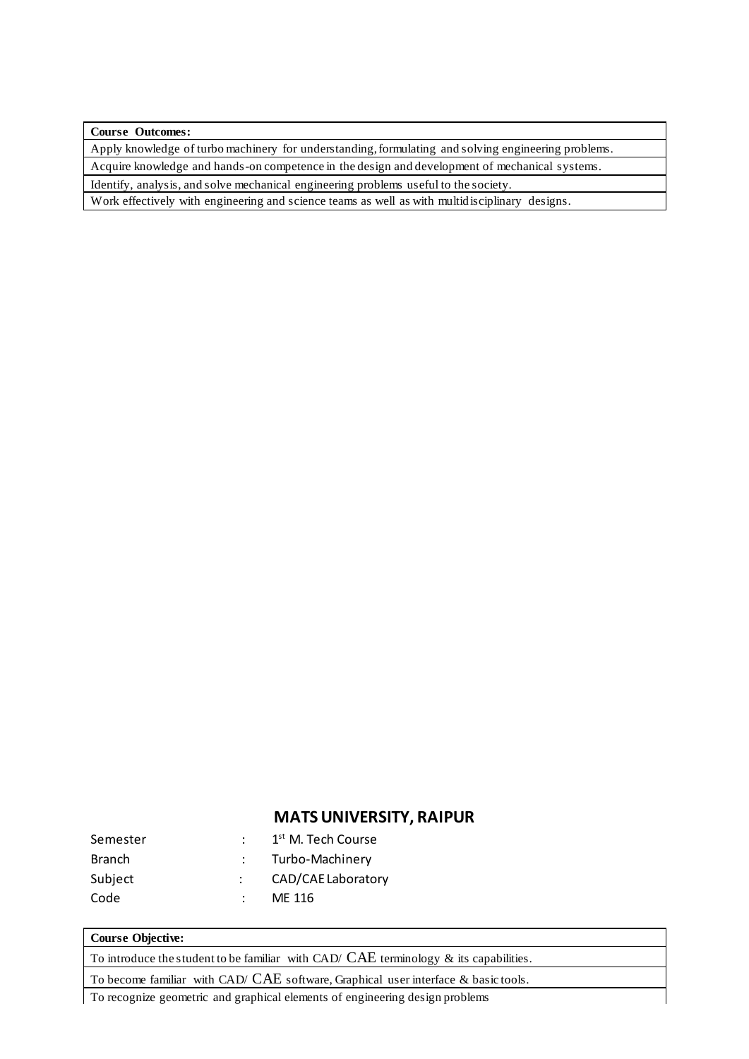| **Course Outcomes:** |
| --- |
| Apply knowledge of turbo machinery for understanding, formulating and solving engineering problems. |
| Acquire knowledge and hands-on competence in the design and development of mechanical systems. |
| Identify, analysis, and solve mechanical engineering problems useful to the society. |
| Work effectively with engineering and science teams as well as with multidisciplinary designs. |

## MATS UNIVERSITY, RAIPUR

| | | |
| --- | --- | --- |
| Semester | : | 1st M. Tech Course |
| Branch | : | Turbo-Machinery |
| Subject | : | CAD/CAE Laboratory |
| Code | : | ME 116 |

| **Course Objective:** |
| --- |
| To introduce the student to be familiar with CAD/ CAE terminology & its capabilities. |
| To become familiar with CAD/ CAE software, Graphical user interface & basic tools. |
| To recognize geometric and graphical elements of engineering design problems |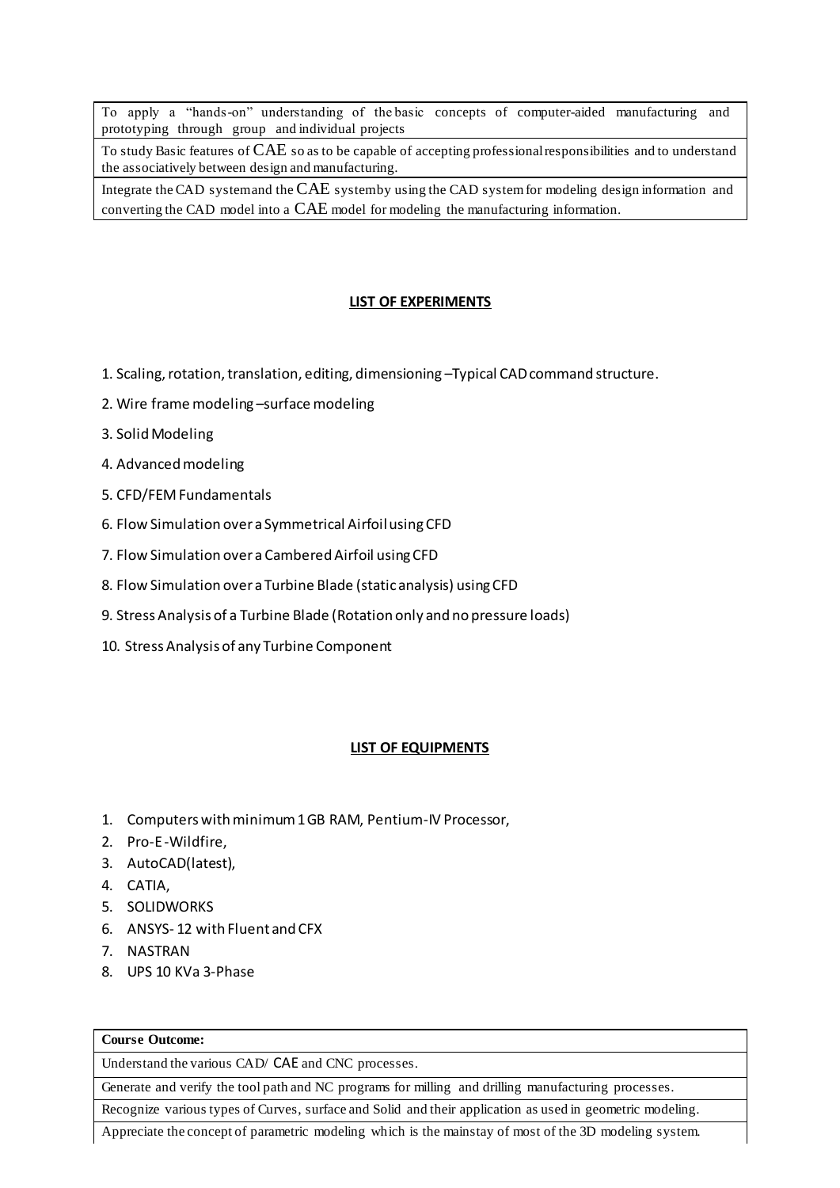| To apply a "hands-on" understanding of the basic concepts of computer-aided manufacturing and prototyping through group and individual projects |
|---|
| To study Basic features of CAE so as to be capable of accepting professional responsibilities and to understand the associatively between design and manufacturing. |
| Integrate the CAD system and the CAE system by using the CAD system for modeling design information and converting the CAD model into a CAE model for modeling the manufacturing information. |

## LIST OF EXPERIMENTS

1. Scaling, rotation, translation, editing, dimensioning –Typical CAD command structure.
2. Wire frame modeling –surface modeling
3. Solid Modeling
4. Advanced modeling
5. CFD/FEM Fundamentals
6. Flow Simulation over a Symmetrical Airfoil using CFD
7. Flow Simulation over a Cambered Airfoil using CFD
8. Flow Simulation over a Turbine Blade (static analysis) using CFD
9. Stress Analysis of a Turbine Blade (Rotation only and no pressure loads)
10. Stress Analysis of any Turbine Component

## LIST OF EQUIPMENTS

1. Computers with minimum 1 GB RAM, Pentium-IV Processor,
2. Pro-E -Wildfire,
3. AutoCAD(latest),
4. CATIA,
5. SOLIDWORKS
6. ANSYS- 12 with Fluent and CFX
7. NASTRAN
8. UPS 10 KVa 3-Phase

| **Course Outcome:** |
|---|
| Understand the various CAD/ CAE and CNC processes. |
| Generate and verify the tool path and NC programs for milling and drilling manufacturing processes. |
| Recognize various types of Curves, surface and Solid and their application as used in geometric modeling. |
| Appreciate the concept of parametric modeling which is the mainstay of most of the 3D modeling system. |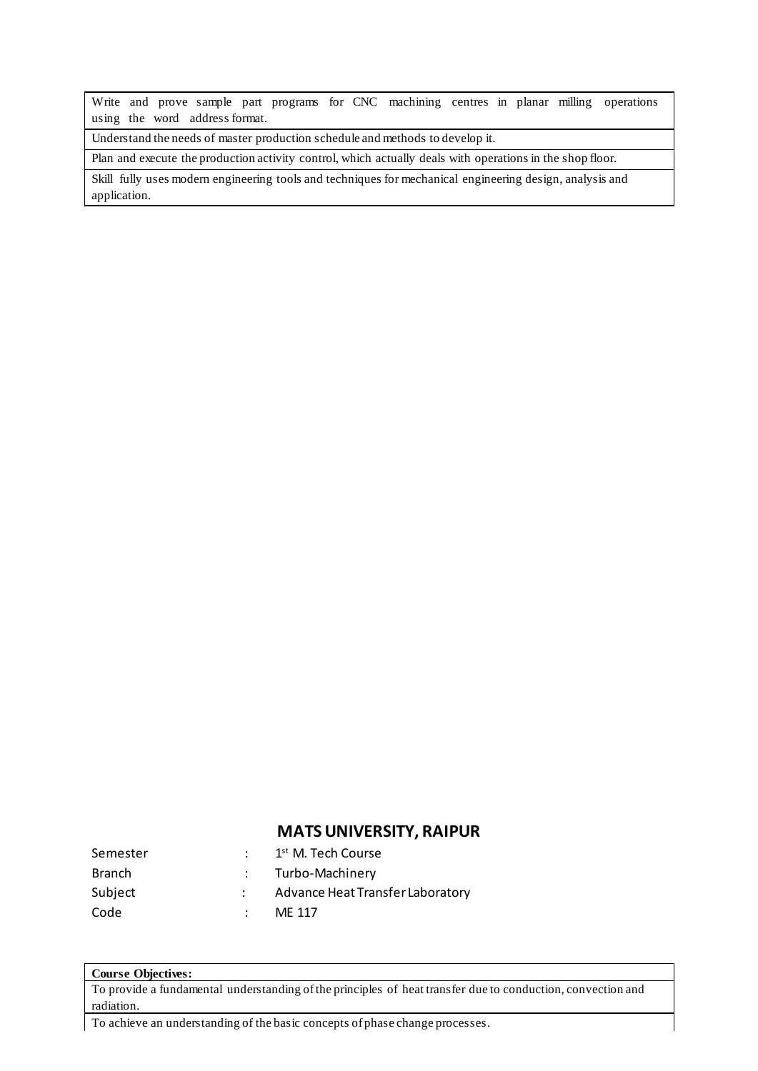| Write and prove sample part programs for CNC machining centres in planar milling operations using the word address format. |
| --- |
| Understand the needs of master production schedule and methods to develop it. |
| Plan and execute the production activity control, which actually deals with operations in the shop floor. |
| Skill fully uses modern engineering tools and techniques for mechanical engineering design, analysis and application. |

## MATS UNIVERSITY, RAIPUR

| | | |
| --- | --- | --- |
| Semester | : | 1st M. Tech Course |
| Branch | : | Turbo-Machinery |
| Subject | : | Advance Heat Transfer Laboratory |
| Code | : | ME 117 |

| **Course Objectives:** |
| --- |
| To provide a fundamental understanding of the principles of heat transfer due to conduction, convection and radiation. |
| To achieve an understanding of the basic concepts of phase change processes. |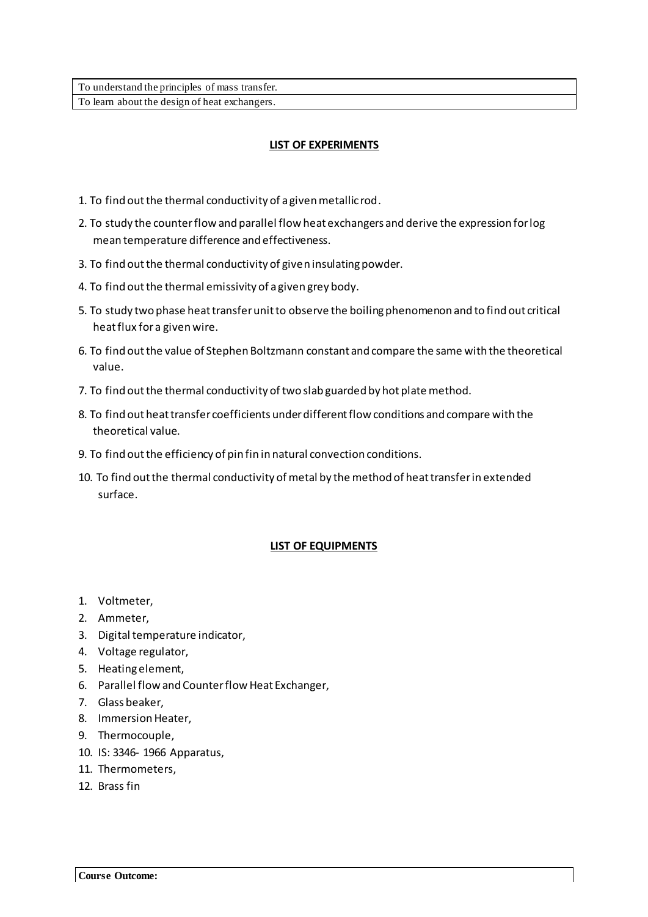| To understand the principles of mass transfer. |
|---|
| To learn about the design of heat exchangers. |

**LIST OF EXPERIMENTS**

1. To find out the thermal conductivity of a given metallic rod.
2. To study the counter flow and parallel flow heat exchangers and derive the expression for log mean temperature difference and effectiveness.
3. To find out the thermal conductivity of given insulating powder.
4. To find out the thermal emissivity of a given grey body.
5. To study two phase heat transfer unit to observe the boiling phenomenon and to find out critical heat flux for a given wire.
6. To find out the value of Stephen Boltzmann constant and compare the same with the theoretical value.
7. To find out the thermal conductivity of two slab guarded by hot plate method.
8. To find out heat transfer coefficients under different flow conditions and compare with the theoretical value.
9. To find out the efficiency of pin fin in natural convection conditions.
10. To find out the thermal conductivity of metal by the method of heat transfer in extended surface.

**LIST OF EQUIPMENTS**

1. Voltmeter,
2. Ammeter,
3. Digital temperature indicator,
4. Voltage regulator,
5. Heating element,
6. Parallel flow and Counter flow Heat Exchanger,
7. Glass beaker,
8. Immersion Heater,
9. Thermocouple,
10. IS: 3346- 1966 Apparatus,
11. Thermometers,
12. Brass fin

**Course Outcome:**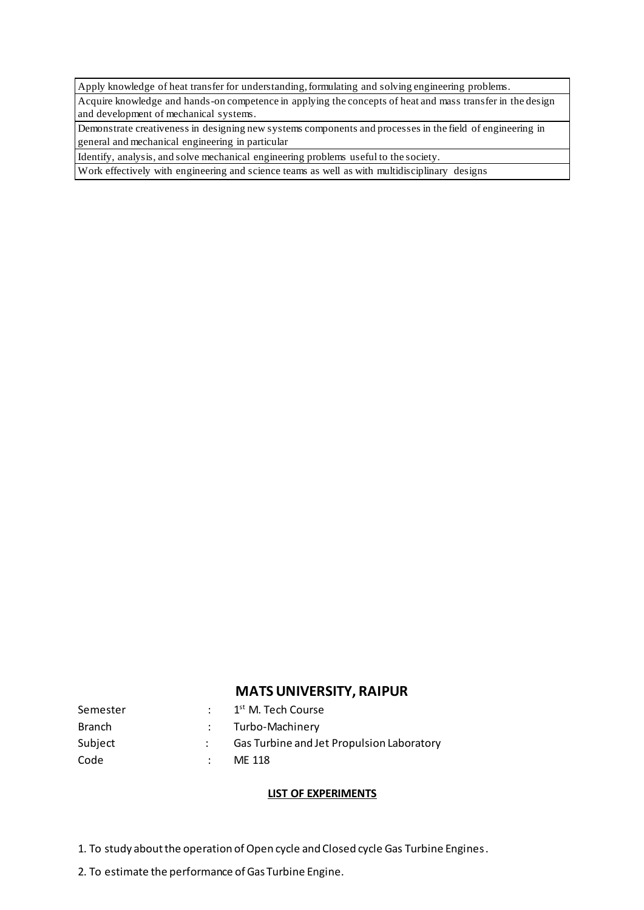| Apply knowledge of heat transfer for understanding, formulating and solving engineering problems. |
|---|
| Acquire knowledge and hands-on competence in applying the concepts of heat and mass transfer in the design and development of mechanical systems. |
| Demonstrate creativeness in designing new systems components and processes in the field of engineering in general and mechanical engineering in particular |
| Identify, analysis, and solve mechanical engineering problems useful to the society. |
| Work effectively with engineering and science teams as well as with multidisciplinary designs |

## MATS UNIVERSITY, RAIPUR

| | | |
|---|---|---|
| Semester | : | 1st M. Tech Course |
| Branch | : | Turbo-Machinery |
| Subject | : | Gas Turbine and Jet Propulsion Laboratory |
| Code | : | ME 118 |

**LIST OF EXPERIMENTS**

1. To study about the operation of Open cycle and Closed cycle Gas Turbine Engines.

2. To estimate the performance of Gas Turbine Engine.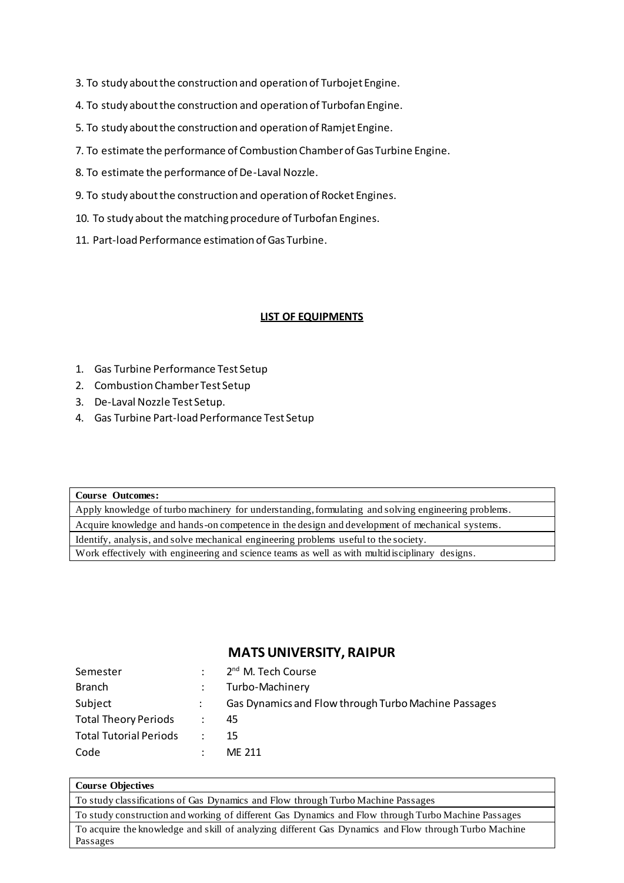3. To study about the construction and operation of Turbojet Engine.
4. To study about the construction and operation of Turbofan Engine.
5. To study about the construction and operation of Ramjet Engine.
7. To estimate the performance of Combustion Chamber of Gas Turbine Engine.
8. To estimate the performance of De-Laval Nozzle.
9. To study about the construction and operation of Rocket Engines.
10. To study about the matching procedure of Turbofan Engines.
11. Part-load Performance estimation of Gas Turbine.

**LIST OF EQUIPMENTS**

1. Gas Turbine Performance Test Setup
2. Combustion Chamber Test Setup
3. De-Laval Nozzle Test Setup.
4. Gas Turbine Part-load Performance Test Setup

| **Course Outcomes:** |
|---|
| Apply knowledge of turbo machinery for understanding, formulating and solving engineering problems. |
| Acquire knowledge and hands-on competence in the design and development of mechanical systems. |
| Identify, analysis, and solve mechanical engineering problems useful to the society. |
| Work effectively with engineering and science teams as well as with multidisciplinary designs. |

## MATS UNIVERSITY, RAIPUR

| | | |
|---|---|---|
| Semester | : | 2nd M. Tech Course |
| Branch | : | Turbo-Machinery |
| Subject | : | Gas Dynamics and Flow through Turbo Machine Passages |
| Total Theory Periods | : | 45 |
| Total Tutorial Periods | : | 15 |
| Code | : | ME 211 |

| **Course Objectives** |
|---|
| To study classifications of Gas Dynamics and Flow through Turbo Machine Passages |
| To study construction and working of different Gas Dynamics and Flow through Turbo Machine Passages |
| To acquire the knowledge and skill of analyzing different Gas Dynamics and Flow through Turbo Machine Passages |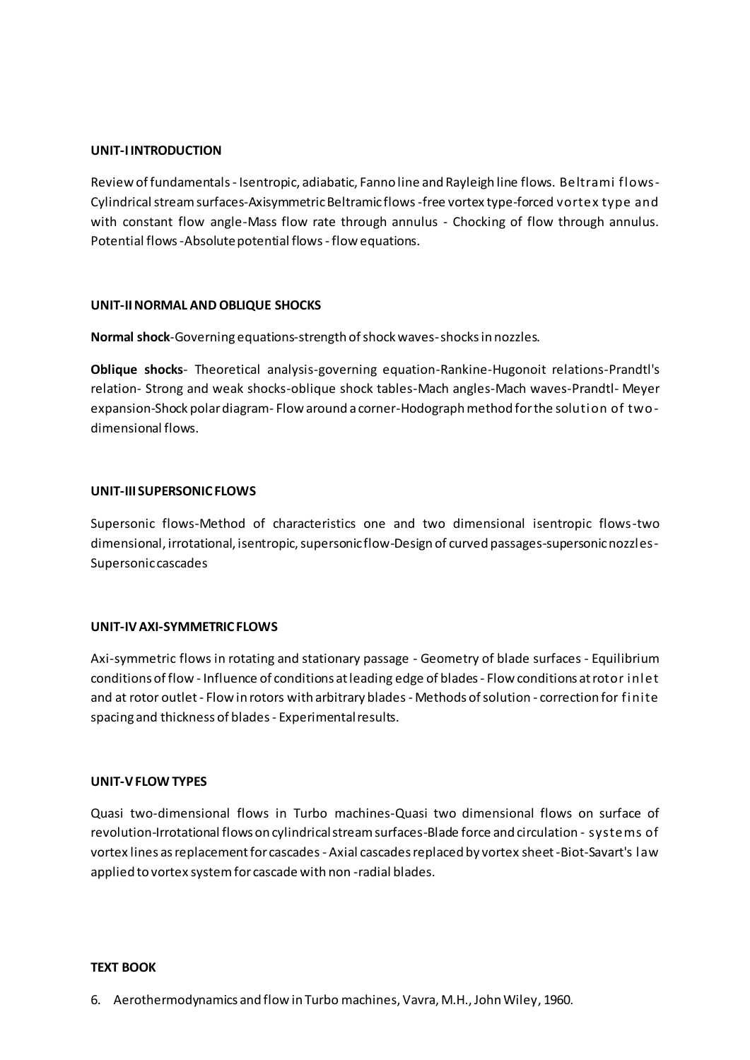**UNIT-I INTRODUCTION**

Review of fundamentals - Isentropic, adiabatic, Fanno line and Rayleigh line flows. Beltrami flows-Cylindrical stream surfaces-Axisymmetric Beltramic flows -free vortex type-forced vortex type and with constant flow angle-Mass flow rate through annulus - Chocking of flow through annulus. Potential flows -Absolute potential flows - flow equations.

**UNIT-II NORMAL AND OBLIQUE SHOCKS**

**Normal shock**-Governing equations-strength of shock waves-shocks in nozzles.

**Oblique shocks**- Theoretical analysis-governing equation-Rankine-Hugonoit relations-Prandtl's relation- Strong and weak shocks-oblique shock tables-Mach angles-Mach waves-Prandtl- Meyer expansion-Shock polar diagram- Flow around a corner-Hodograph method for the solution of two-dimensional flows.

**UNIT-III SUPERSONIC FLOWS**

Supersonic flows-Method of characteristics one and two dimensional isentropic flows-two dimensional, irrotational, isentropic, supersonic flow-Design of curved passages-supersonic nozzles-Supersonic cascades

**UNIT-IV AXI-SYMMETRIC FLOWS**

Axi-symmetric flows in rotating and stationary passage - Geometry of blade surfaces - Equilibrium conditions of flow - Influence of conditions at leading edge of blades - Flow conditions at rotor inlet and at rotor outlet - Flow in rotors with arbitrary blades - Methods of solution - correction for finite spacing and thickness of blades - Experimental results.

**UNIT-V FLOW TYPES**

Quasi two-dimensional flows in Turbo machines-Quasi two dimensional flows on surface of revolution-Irrotational flows on cylindrical stream surfaces-Blade force and circulation - systems of vortex lines as replacement for cascades - Axial cascades replaced by vortex sheet -Biot-Savart's law applied to vortex system for cascade with non -radial blades.

**TEXT BOOK**

6. Aerothermodynamics and flow in Turbo machines, Vavra, M.H., John Wiley, 1960.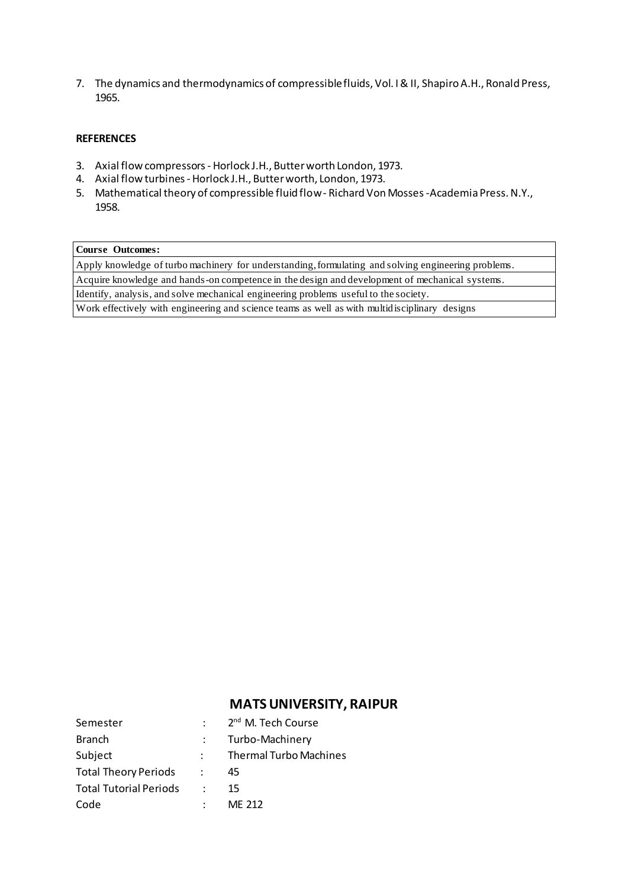7. The dynamics and thermodynamics of compressible fluids, Vol. I & II, Shapiro A.H., Ronald Press, 1965.

**REFERENCES**

3. Axial flow compressors - Horlock J.H., Butter worth London, 1973.
4. Axial flow turbines - Horlock J.H., Butter worth, London, 1973.
5. Mathematical theory of compressible fluid flow - Richard Von Mosses - Academia Press. N.Y., 1958.

| **Course Outcomes:** |
|---|
| Apply knowledge of turbo machinery for understanding, formulating and solving engineering problems. |
| Acquire knowledge and hands-on competence in the design and development of mechanical systems. |
| Identify, analysis, and solve mechanical engineering problems useful to the society. |
| Work effectively with engineering and science teams as well as with multidisciplinary designs |

## MATS UNIVERSITY, RAIPUR

| | | |
|---|---|---|
| Semester | : | 2nd M. Tech Course |
| Branch | : | Turbo-Machinery |
| Subject | : | Thermal Turbo Machines |
| Total Theory Periods | : | 45 |
| Total Tutorial Periods | : | 15 |
| Code | : | ME 212 |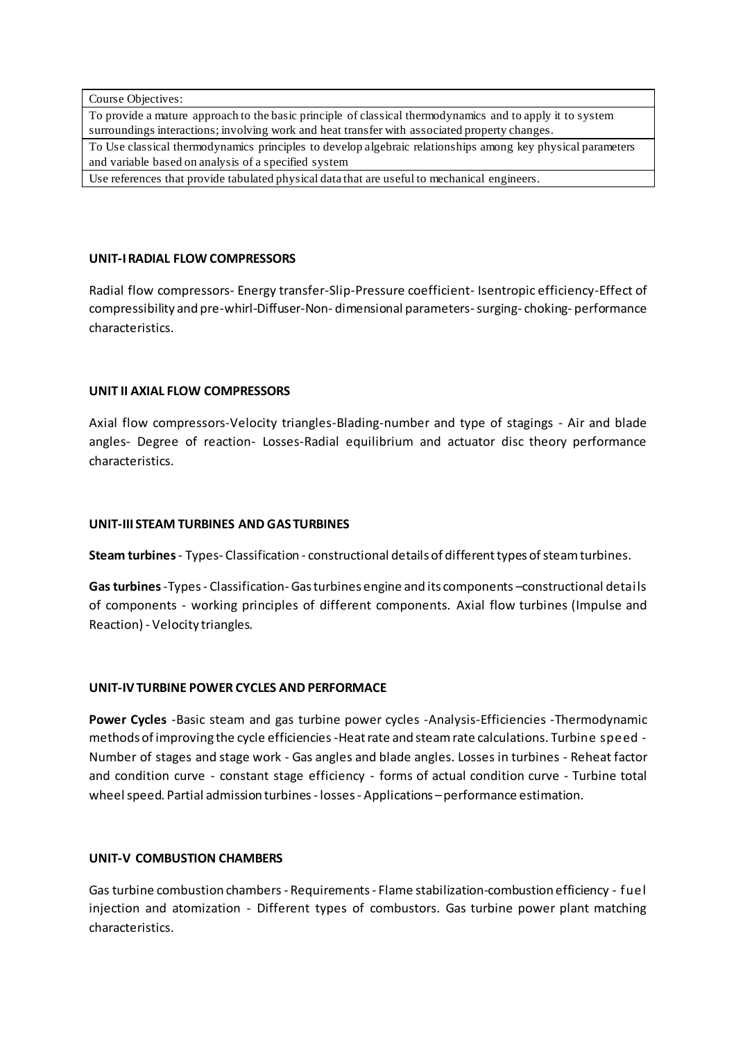| Course Objectives: |
| --- |
| To provide a mature approach to the basic principle of classical thermodynamics and to apply it to system surroundings interactions; involving work and heat transfer with associated property changes. |
| To Use classical thermodynamics principles to develop algebraic relationships among key physical parameters and variable based on analysis of a specified system |
| Use references that provide tabulated physical data that are useful to mechanical engineers. |

**UNIT-I RADIAL FLOW COMPRESSORS**

Radial flow compressors- Energy transfer-Slip-Pressure coefficient- Isentropic efficiency-Effect of compressibility and pre-whirl-Diffuser-Non- dimensional parameters- surging- choking- performance characteristics.

**UNIT II AXIAL FLOW COMPRESSORS**

Axial flow compressors-Velocity triangles-Blading-number and type of stagings - Air and blade angles- Degree of reaction- Losses-Radial equilibrium and actuator disc theory performance characteristics.

**UNIT-III STEAM TURBINES AND GAS TURBINES**

**Steam turbines** - Types- Classification - constructional details of different types of steam turbines.

**Gas turbines** -Types - Classification- Gas turbines engine and its components –constructional details of components - working principles of different components. Axial flow turbines (Impulse and Reaction) - Velocity triangles.

**UNIT-IV TURBINE POWER CYCLES AND PERFORMACE**

**Power Cycles** -Basic steam and gas turbine power cycles -Analysis-Efficiencies -Thermodynamic methods of improving the cycle efficiencies -Heat rate and steam rate calculations. Turbine speed - Number of stages and stage work - Gas angles and blade angles. Losses in turbines - Reheat factor and condition curve - constant stage efficiency - forms of actual condition curve - Turbine total wheel speed. Partial admission turbines - losses - Applications – performance estimation.

**UNIT-V COMBUSTION CHAMBERS**

Gas turbine combustion chambers - Requirements - Flame stabilization-combustion efficiency - fuel injection and atomization - Different types of combustors. Gas turbine power plant matching characteristics.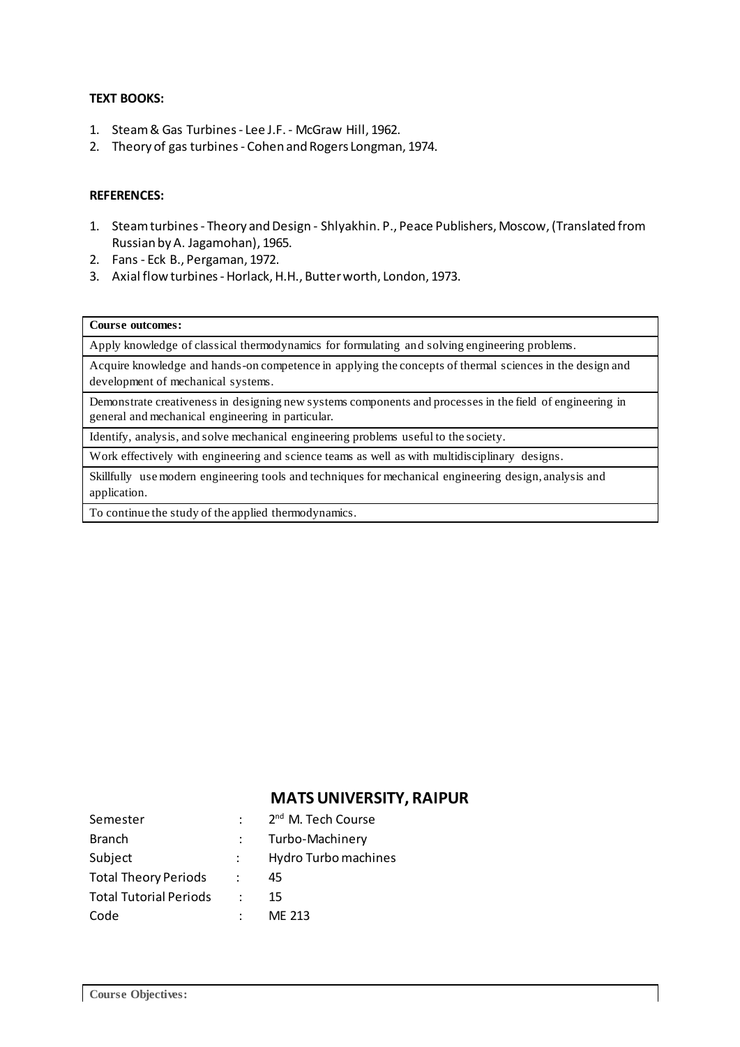**TEXT BOOKS:**

1. Steam & Gas Turbines - Lee J.F. - McGraw Hill, 1962.
2. Theory of gas turbines - Cohen and Rogers Longman, 1974.

**REFERENCES:**

1. Steam turbines - Theory and Design - Shlyakhin. P., Peace Publishers, Moscow, (Translated from Russian by A. Jagamohan), 1965.
2. Fans - Eck B., Pergaman, 1972.
3. Axial flow turbines - Horlack, H.H., Butter worth, London, 1973.

| **Course outcomes:** |
|---|
| Apply knowledge of classical thermodynamics for formulating and solving engineering problems. |
| Acquire knowledge and hands-on competence in applying the concepts of thermal sciences in the design and development of mechanical systems. |
| Demonstrate creativeness in designing new systems components and processes in the field of engineering in general and mechanical engineering in particular. |
| Identify, analysis, and solve mechanical engineering problems useful to the society. |
| Work effectively with engineering and science teams as well as with multidisciplinary designs. |
| Skillfully use modern engineering tools and techniques for mechanical engineering design, analysis and application. |
| To continue the study of the applied thermodynamics. |

## MATS UNIVERSITY, RAIPUR

| | | |
|---|---|---|
| Semester | : | 2nd M. Tech Course |
| Branch | : | Turbo-Machinery |
| Subject | : | Hydro Turbo machines |
| Total Theory Periods | : | 45 |
| Total Tutorial Periods | : | 15 |
| Code | : | ME 213 |

| **Course Objectives:** |
|---|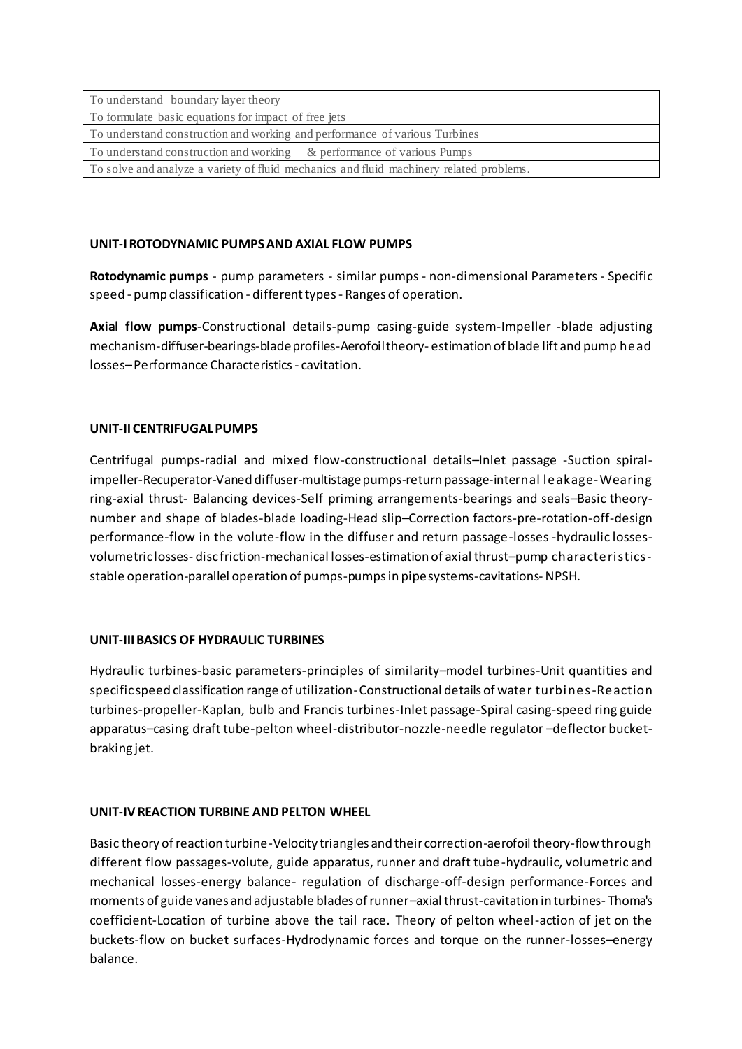| To understand boundary layer theory |
|---|
| To formulate basic equations for impact of free jets |
| To understand construction and working and performance of various Turbines |
| To understand construction and working & performance of various Pumps |
| To solve and analyze a variety of fluid mechanics and fluid machinery related problems. |

### UNIT-I ROTODYNAMIC PUMPS AND AXIAL FLOW PUMPS

**Rotodynamic pumps** - pump parameters - similar pumps - non-dimensional Parameters - Specific speed - pump classification - different types - Ranges of operation.

**Axial flow pumps**-Constructional details-pump casing-guide system-Impeller -blade adjusting mechanism-diffuser-bearings-blade profiles-Aerofoil theory- estimation of blade lift and pump head losses– Performance Characteristics - cavitation.

### UNIT-II CENTRIFUGAL PUMPS

Centrifugal pumps-radial and mixed flow-constructional details–Inlet passage -Suction spiral-impeller-Recuperator-Vaned diffuser-multistage pumps-return passage-internal leakage-Wearing ring-axial thrust- Balancing devices-Self priming arrangements-bearings and seals–Basic theory-number and shape of blades-blade loading-Head slip–Correction factors-pre-rotation-off-design performance-flow in the volute-flow in the diffuser and return passage-losses -hydraulic losses-volumetric losses- disc friction-mechanical losses-estimation of axial thrust–pump characteristics-stable operation-parallel operation of pumps-pumps in pipe systems-cavitations- NPSH.

### UNIT-III BASICS OF HYDRAULIC TURBINES

Hydraulic turbines-basic parameters-principles of similarity–model turbines-Unit quantities and specific speed classification range of utilization-Constructional details of water turbines-Reaction turbines-propeller-Kaplan, bulb and Francis turbines-Inlet passage-Spiral casing-speed ring guide apparatus–casing draft tube-pelton wheel-distributor-nozzle-needle regulator –deflector bucket-braking jet.

### UNIT-IV REACTION TURBINE AND PELTON WHEEL

Basic theory of reaction turbine-Velocity triangles and their correction-aerofoil theory-flow through different flow passages-volute, guide apparatus, runner and draft tube-hydraulic, volumetric and mechanical losses-energy balance- regulation of discharge-off-design performance-Forces and moments of guide vanes and adjustable blades of runner–axial thrust-cavitation in turbines- Thoma's coefficient-Location of turbine above the tail race. Theory of pelton wheel-action of jet on the buckets-flow on bucket surfaces-Hydrodynamic forces and torque on the runner-losses–energy balance.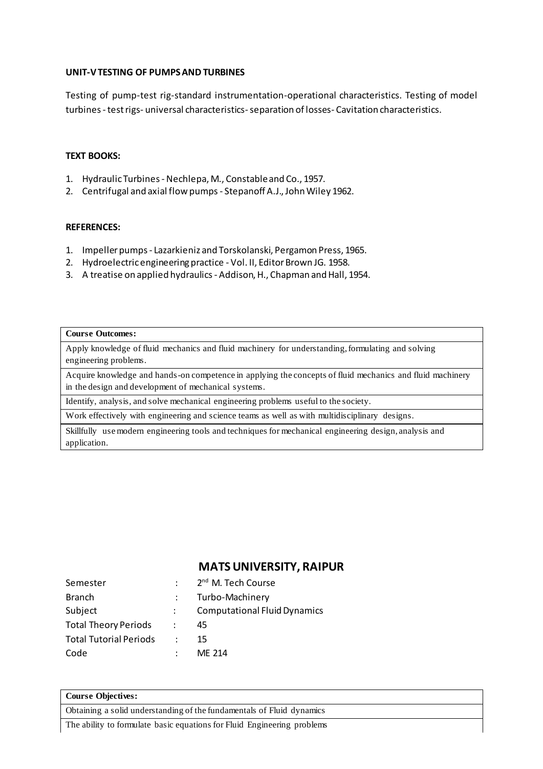### UNIT-V TESTING OF PUMPS AND TURBINES

Testing of pump-test rig-standard instrumentation-operational characteristics. Testing of model turbines - test rigs- universal characteristics- separation of losses- Cavitation characteristics.

### TEXT BOOKS:

1. Hydraulic Turbines - Nechlepa, M., Constable and Co., 1957.
2. Centrifugal and axial flow pumps - Stepanoff A.J., John Wiley 1962.

### REFERENCES:

1. Impeller pumps - Lazarkieniz and Torskolanski, Pergamon Press, 1965.
2. Hydroelectric engineering practice - Vol. II, Editor Brown JG. 1958.
3. A treatise on applied hydraulics - Addison, H., Chapman and Hall, 1954.

| **Course Outcomes:** |
|---|
| Apply knowledge of fluid mechanics and fluid machinery for understanding, formulating and solving engineering problems. |
| Acquire knowledge and hands-on competence in applying the concepts of fluid mechanics and fluid machinery in the design and development of mechanical systems. |
| Identify, analysis, and solve mechanical engineering problems useful to the society. |
| Work effectively with engineering and science teams as well as with multidisciplinary designs. |
| Skillfully use modern engineering tools and techniques for mechanical engineering design, analysis and application. |

## MATS UNIVERSITY, RAIPUR

| | | |
|---|---|---|
| Semester | : | 2nd M. Tech Course |
| Branch | : | Turbo-Machinery |
| Subject | : | Computational Fluid Dynamics |
| Total Theory Periods | : | 45 |
| Total Tutorial Periods | : | 15 |
| Code | : | ME 214 |

| **Course Objectives:** |
|---|
| Obtaining a solid understanding of the fundamentals of Fluid dynamics |
| The ability to formulate basic equations for Fluid Engineering problems |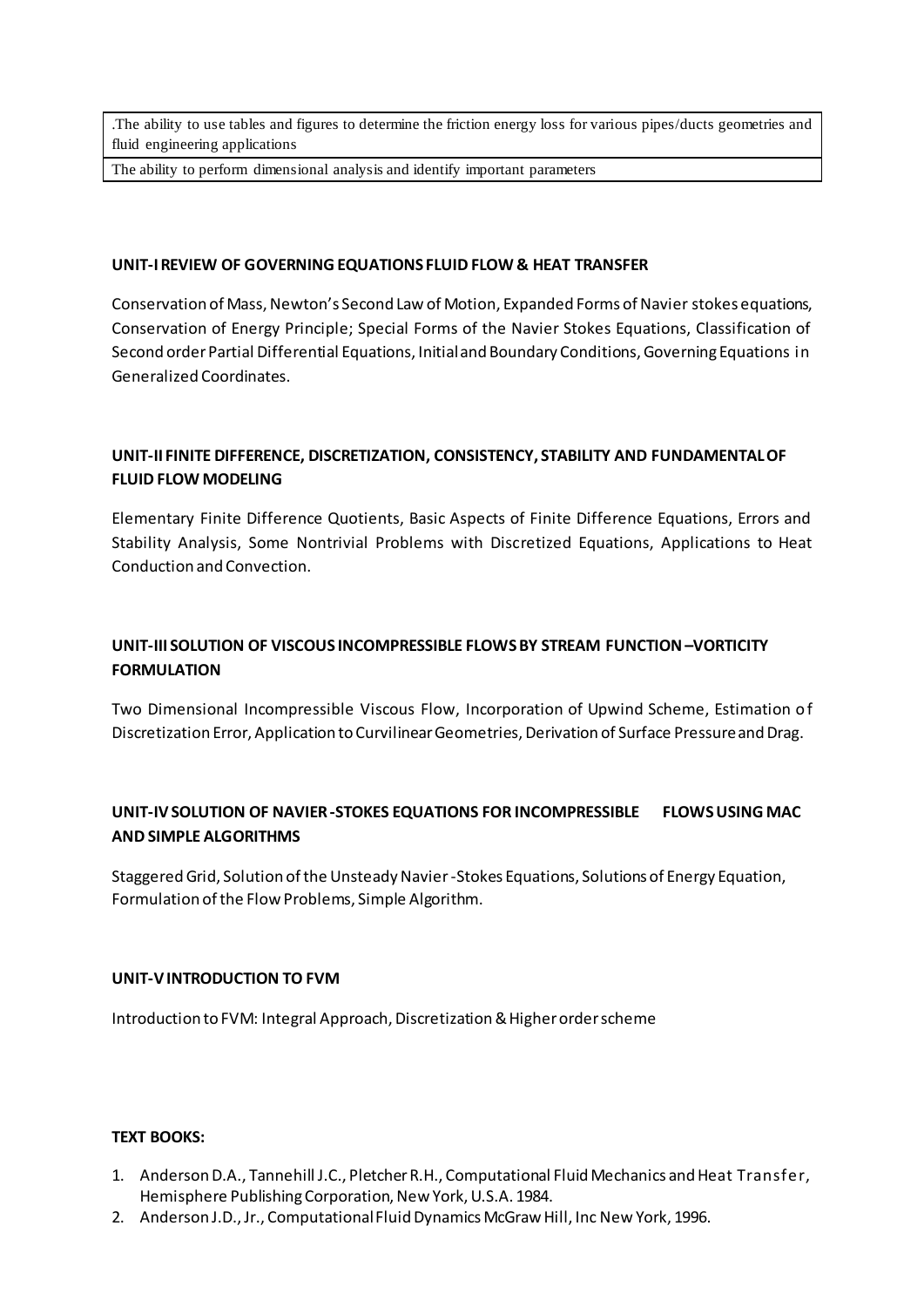| .The ability to use tables and figures to determine the friction energy loss for various pipes/ducts geometries and fluid engineering applications |
|---|
| The ability to perform dimensional analysis and identify important parameters |

**UNIT-I REVIEW OF GOVERNING EQUATIONS FLUID FLOW & HEAT TRANSFER**

Conservation of Mass, Newton's Second Law of Motion, Expanded Forms of Navier stokes equations, Conservation of Energy Principle; Special Forms of the Navier Stokes Equations, Classification of Second order Partial Differential Equations, Initial and Boundary Conditions, Governing Equations in Generalized Coordinates.

**UNIT-II FINITE DIFFERENCE, DISCRETIZATION, CONSISTENCY, STABILITY AND FUNDAMENTAL OF FLUID FLOW MODELING**

Elementary Finite Difference Quotients, Basic Aspects of Finite Difference Equations, Errors and Stability Analysis, Some Nontrivial Problems with Discretized Equations, Applications to Heat Conduction and Convection.

**UNIT-III SOLUTION OF VISCOUS INCOMPRESSIBLE FLOWS BY STREAM FUNCTION –VORTICITY FORMULATION**

Two Dimensional Incompressible Viscous Flow, Incorporation of Upwind Scheme, Estimation of Discretization Error, Application to Curvilinear Geometries, Derivation of Surface Pressure and Drag.

**UNIT-IV SOLUTION OF NAVIER-STOKES EQUATIONS FOR INCOMPRESSIBLE FLOWS USING MAC AND SIMPLE ALGORITHMS**

Staggered Grid, Solution of the Unsteady Navier-Stokes Equations, Solutions of Energy Equation, Formulation of the Flow Problems, Simple Algorithm.

**UNIT-V INTRODUCTION TO FVM**

Introduction to FVM: Integral Approach, Discretization & Higher order scheme

**TEXT BOOKS:**

1. Anderson D.A., Tannehill J.C., Pletcher R.H., Computational Fluid Mechanics and Heat Transfer, Hemisphere Publishing Corporation, New York, U.S.A. 1984.
2. Anderson J.D., Jr., Computational Fluid Dynamics McGraw Hill, Inc New York, 1996.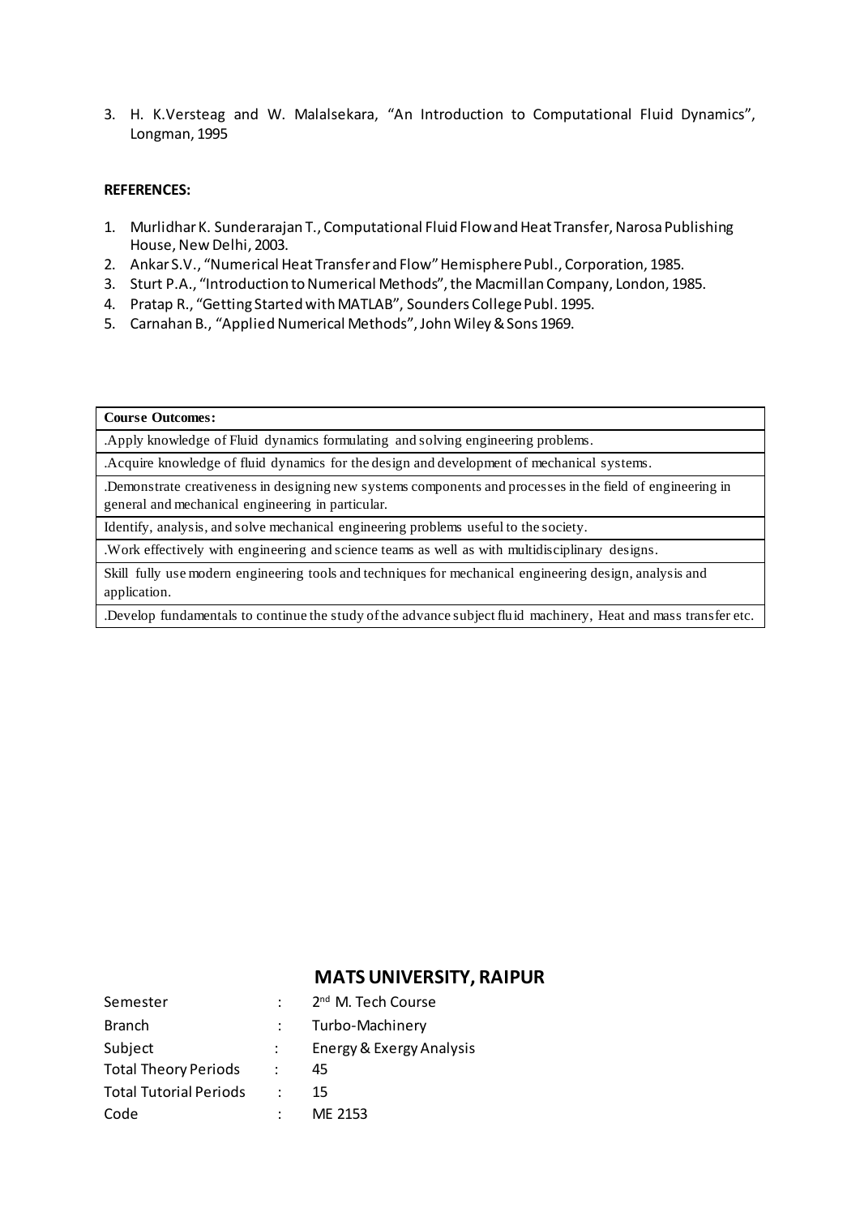3. H. K.Versteag and W. Malalsekara, "An Introduction to Computational Fluid Dynamics", Longman, 1995

**REFERENCES:**

1. Murlidhar K. Sunderarajan T., Computational Fluid Flow and Heat Transfer, Narosa Publishing House, New Delhi, 2003.
2. Ankar S.V., "Numerical Heat Transfer and Flow" Hemisphere Publ., Corporation, 1985.
3. Sturt P.A., "Introduction to Numerical Methods", the Macmillan Company, London, 1985.
4. Pratap R., "Getting Started with MATLAB", Sounders College Publ. 1995.
5. Carnahan B., "Applied Numerical Methods", John Wiley & Sons 1969.

| **Course Outcomes:** |
|---|
| .Apply knowledge of Fluid dynamics formulating and solving engineering problems. |
| .Acquire knowledge of fluid dynamics for the design and development of mechanical systems. |
| .Demonstrate creativeness in designing new systems components and processes in the field of engineering in general and mechanical engineering in particular. |
| Identify, analysis, and solve mechanical engineering problems useful to the society. |
| .Work effectively with engineering and science teams as well as with multidisciplinary designs. |
| Skill fully use modern engineering tools and techniques for mechanical engineering design, analysis and application. |
| .Develop fundamentals to continue the study of the advance subject fluid machinery, Heat and mass transfer etc. |

## MATS UNIVERSITY, RAIPUR

| | | |
|---|---|---|
| Semester | : | 2nd M. Tech Course |
| Branch | : | Turbo-Machinery |
| Subject | : | Energy & Exergy Analysis |
| Total Theory Periods | : | 45 |
| Total Tutorial Periods | : | 15 |
| Code | : | ME 2153 |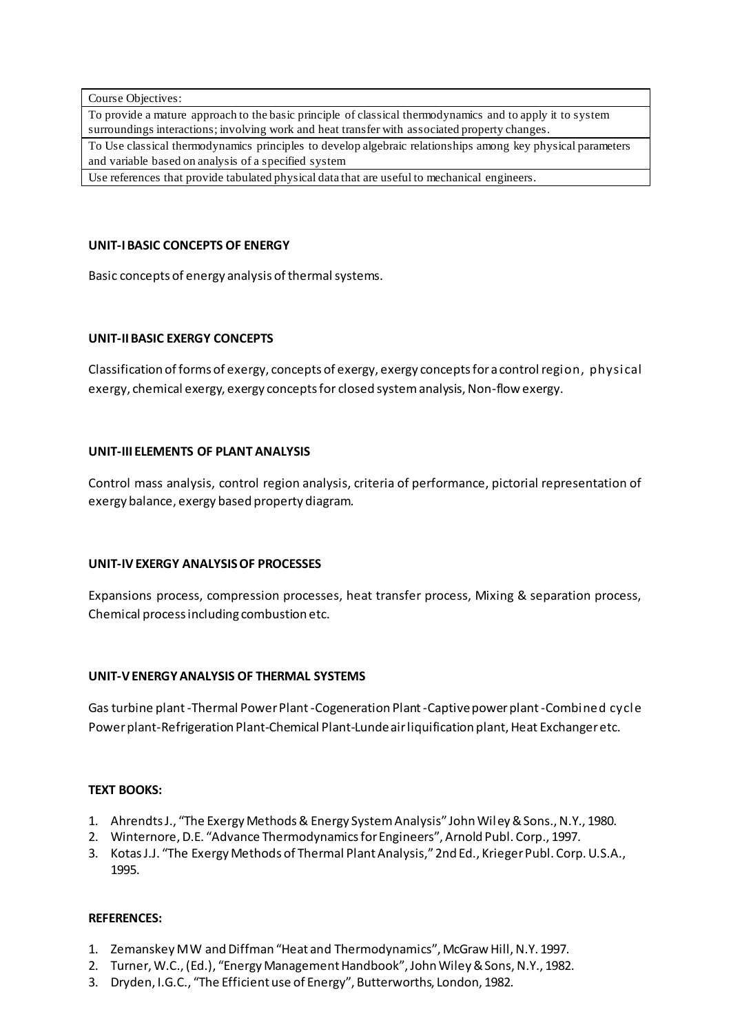| Course Objectives: |
| --- |
| To provide a mature approach to the basic principle of classical thermodynamics and to apply it to system surroundings interactions; involving work and heat transfer with associated property changes. |
| To Use classical thermodynamics principles to develop algebraic relationships among key physical parameters and variable based on analysis of a specified system |
| Use references that provide tabulated physical data that are useful to mechanical engineers. |

### UNIT-I BASIC CONCEPTS OF ENERGY

Basic concepts of energy analysis of thermal systems.

### UNIT-II BASIC EXERGY CONCEPTS

Classification of forms of exergy, concepts of exergy, exergy concepts for a control region, physical exergy, chemical exergy, exergy concepts for closed system analysis, Non-flow exergy.

### UNIT-III ELEMENTS OF PLANT ANALYSIS

Control mass analysis, control region analysis, criteria of performance, pictorial representation of exergy balance, exergy based property diagram.

### UNIT-IV EXERGY ANALYSIS OF PROCESSES

Expansions process, compression processes, heat transfer process, Mixing & separation process, Chemical process including combustion etc.

### UNIT-V ENERGY ANALYSIS OF THERMAL SYSTEMS

Gas turbine plant -Thermal Power Plant -Cogeneration Plant -Captive power plant -Combined cycle Power plant-Refrigeration Plant-Chemical Plant-Lunde air liquification plant, Heat Exchanger etc.

### TEXT BOOKS:

1. Ahrendts J., "The Exergy Methods & Energy System Analysis" John Wiley & Sons., N.Y., 1980.
2. Winternore, D.E. "Advance Thermodynamics for Engineers", Arnold Publ. Corp., 1997.
3. Kotas J.J. "The Exergy Methods of Thermal Plant Analysis," 2nd Ed., Krieger Publ. Corp. U.S.A., 1995.

### REFERENCES:

1. Zemanskey MW and Diffman "Heat and Thermodynamics", McGraw Hill, N.Y. 1997.
2. Turner, W.C., (Ed.), "Energy Management Handbook", John Wiley & Sons, N.Y., 1982.
3. Dryden, I.G.C., "The Efficient use of Energy", Butterworths, London, 1982.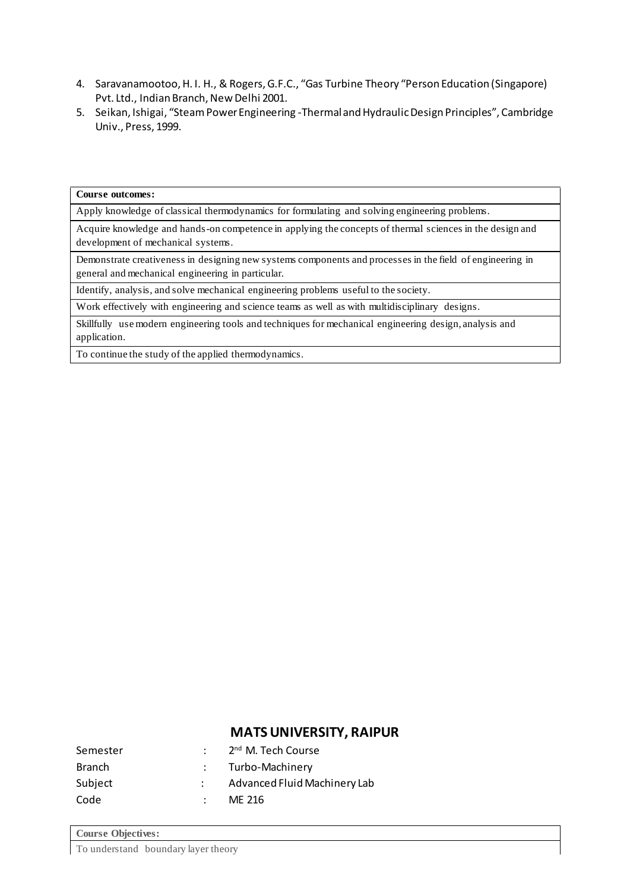4. Saravanamootoo, H. I. H., & Rogers, G.F.C., "Gas Turbine Theory "Person Education (Singapore) Pvt. Ltd., Indian Branch, New Delhi 2001.
5. Seikan, Ishigai, "Steam Power Engineering -Thermal and Hydraulic Design Principles", Cambridge Univ., Press, 1999.

| **Course outcomes:** |
|---|
| Apply knowledge of classical thermodynamics for formulating and solving engineering problems. |
| Acquire knowledge and hands-on competence in applying the concepts of thermal sciences in the design and development of mechanical systems. |
| Demonstrate creativeness in designing new systems components and processes in the field of engineering in general and mechanical engineering in particular. |
| Identify, analysis, and solve mechanical engineering problems useful to the society. |
| Work effectively with engineering and science teams as well as with multidisciplinary designs. |
| Skillfully use modern engineering tools and techniques for mechanical engineering design, analysis and application. |
| To continue the study of the applied thermodynamics. |

## MATS UNIVERSITY, RAIPUR

| | | |
|---|---|---|
| Semester | : | 2nd M. Tech Course |
| Branch | : | Turbo-Machinery |
| Subject | : | Advanced Fluid Machinery Lab |
| Code | : | ME 216 |

| **Course Objectives:** |
|---|
| To understand boundary layer theory |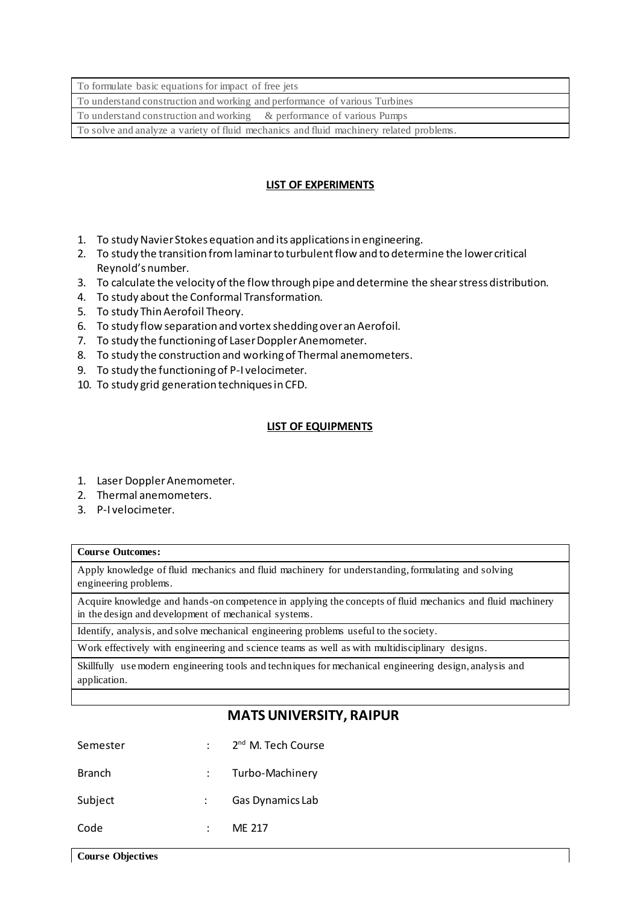| To formulate basic equations for impact of free jets |
|---|
| To understand construction and working and performance of various Turbines |
| To understand construction and working & performance of various Pumps |
| To solve and analyze a variety of fluid mechanics and fluid machinery related problems. |

**LIST OF EXPERIMENTS**

1. To study Navier Stokes equation and its applications in engineering.
2. To study the transition from laminar to turbulent flow and to determine the lower critical Reynold's number.
3. To calculate the velocity of the flow through pipe and determine the shear stress distribution.
4. To study about the Conformal Transformation.
5. To study Thin Aerofoil Theory.
6. To study flow separation and vortex shedding over an Aerofoil.
7. To study the functioning of Laser Doppler Anemometer.
8. To study the construction and working of Thermal anemometers.
9. To study the functioning of P-I velocimeter.
10. To study grid generation techniques in CFD.

**LIST OF EQUIPMENTS**

1. Laser Doppler Anemometer.
2. Thermal anemometers.
3. P-I velocimeter.

| **Course Outcomes:** |
|---|
| Apply knowledge of fluid mechanics and fluid machinery for understanding, formulating and solving engineering problems. |
| Acquire knowledge and hands-on competence in applying the concepts of fluid mechanics and fluid machinery in the design and development of mechanical systems. |
| Identify, analysis, and solve mechanical engineering problems useful to the society. |
| Work effectively with engineering and science teams as well as with multidisciplinary designs. |
| Skillfully use modern engineering tools and techniques for mechanical engineering design, analysis and application. |
| |

## MATS UNIVERSITY, RAIPUR

| | | |
|---|---|---|
| Semester | : | 2nd M. Tech Course |
| Branch | : | Turbo-Machinery |
| Subject | : | Gas Dynamics Lab |
| Code | : | ME 217 |

| **Course Objectives** |
|---|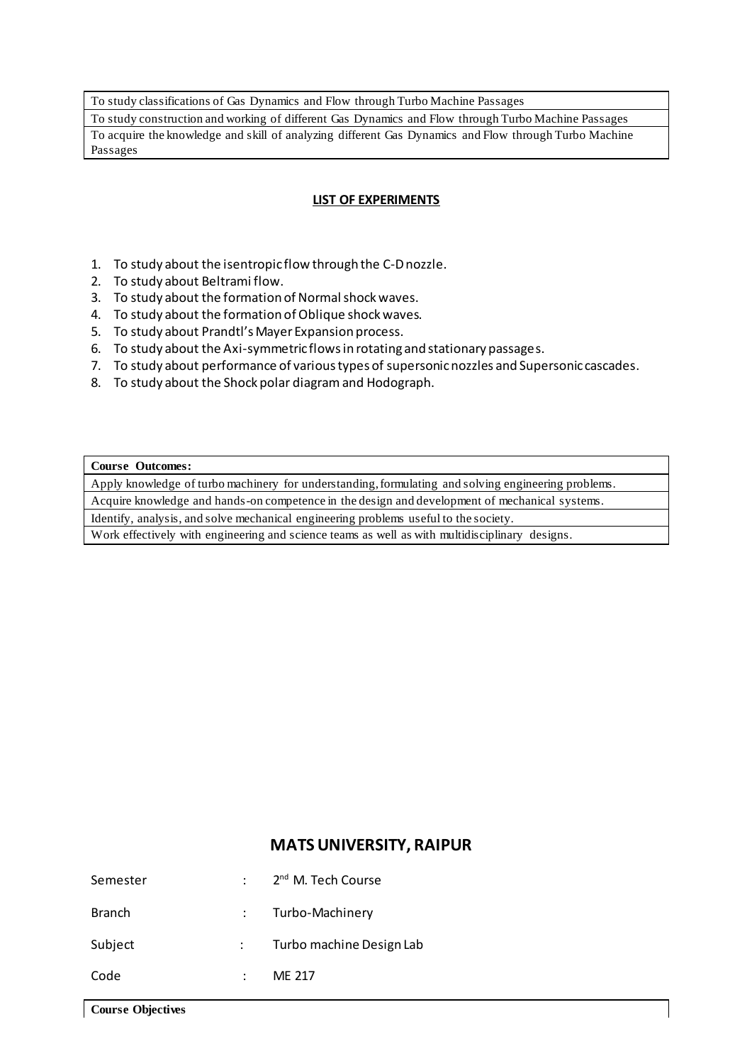| To study classifications of Gas Dynamics and Flow through Turbo Machine Passages |
|---|
| To study construction and working of different Gas Dynamics and Flow through Turbo Machine Passages |
| To acquire the knowledge and skill of analyzing different Gas Dynamics and Flow through Turbo Machine Passages |

**LIST OF EXPERIMENTS**

1. To study about the isentropic flow through the C-D nozzle.
2. To study about Beltrami flow.
3. To study about the formation of Normal shock waves.
4. To study about the formation of Oblique shock waves.
5. To study about Prandtl's Mayer Expansion process.
6. To study about the Axi-symmetric flows in rotating and stationary passages.
7. To study about performance of various types of supersonic nozzles and Supersonic cascades.
8. To study about the Shock polar diagram and Hodograph.

| **Course Outcomes:** |
|---|
| Apply knowledge of turbo machinery for understanding, formulating and solving engineering problems. |
| Acquire knowledge and hands-on competence in the design and development of mechanical systems. |
| Identify, analysis, and solve mechanical engineering problems useful to the society. |
| Work effectively with engineering and science teams as well as with multidisciplinary designs. |

## MATS UNIVERSITY, RAIPUR

| | | |
|---|---|---|
| Semester | : | 2nd M. Tech Course |
| Branch | : | Turbo-Machinery |
| Subject | : | Turbo machine Design Lab |
| Code | : | ME 217 |

| **Course Objectives** |
|---|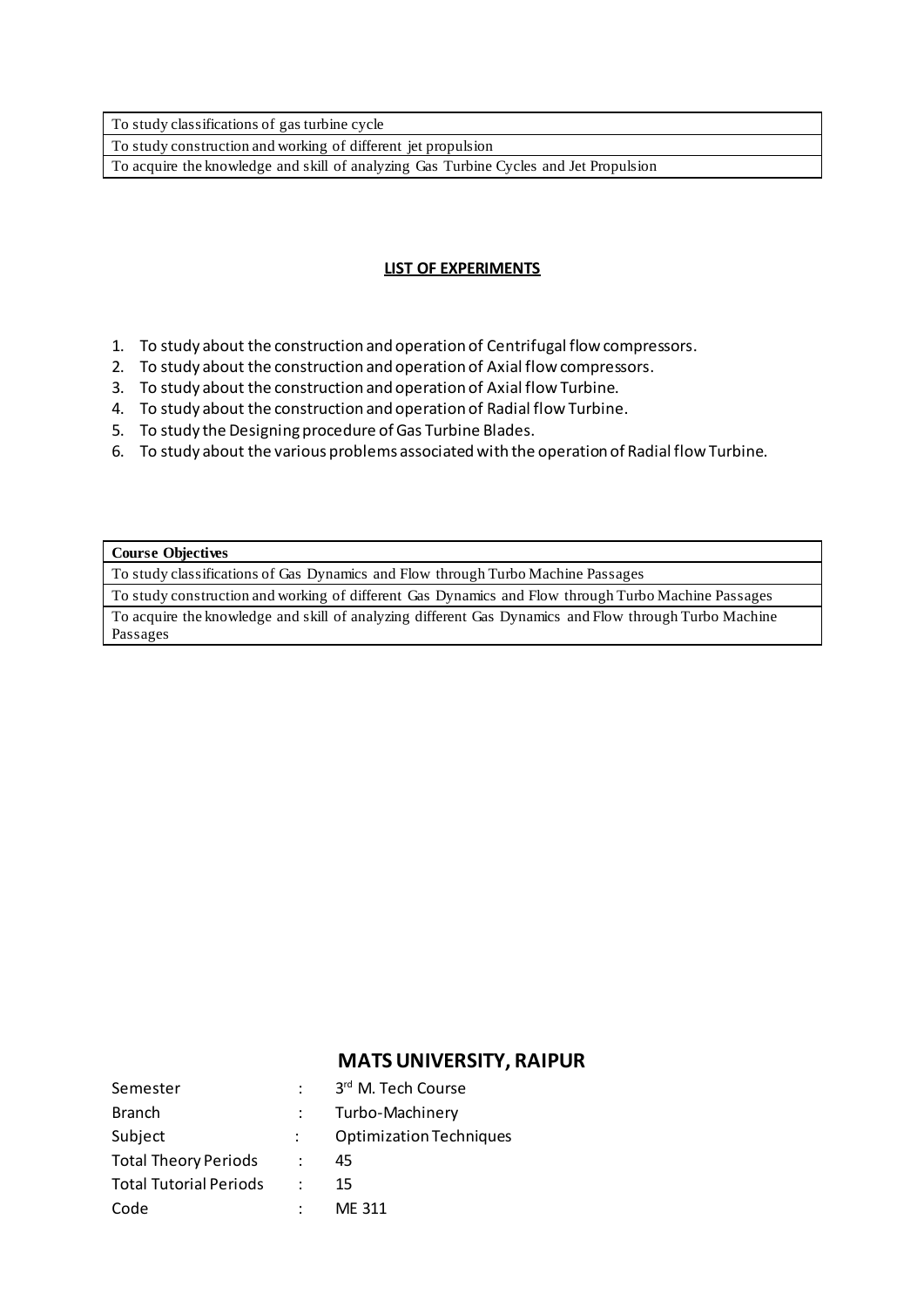| To study classifications of gas turbine cycle |
|---|
| To study construction and working of different jet propulsion |
| To acquire the knowledge and skill of analyzing Gas Turbine Cycles and Jet Propulsion |

**LIST OF EXPERIMENTS**

1. To study about the construction and operation of Centrifugal flow compressors.
2. To study about the construction and operation of Axial flow compressors.
3. To study about the construction and operation of Axial flow Turbine.
4. To study about the construction and operation of Radial flow Turbine.
5. To study the Designing procedure of Gas Turbine Blades.
6. To study about the various problems associated with the operation of Radial flow Turbine.

| **Course Objectives** |
|---|
| To study classifications of Gas Dynamics and Flow through Turbo Machine Passages |
| To study construction and working of different Gas Dynamics and Flow through Turbo Machine Passages |
| To acquire the knowledge and skill of analyzing different Gas Dynamics and Flow through Turbo Machine Passages |

## MATS UNIVERSITY, RAIPUR

| | | |
|---|---|---|
| Semester | : | 3rd M. Tech Course |
| Branch | : | Turbo-Machinery |
| Subject | : | Optimization Techniques |
| Total Theory Periods | : | 45 |
| Total Tutorial Periods | : | 15 |
| Code | : | ME 311 |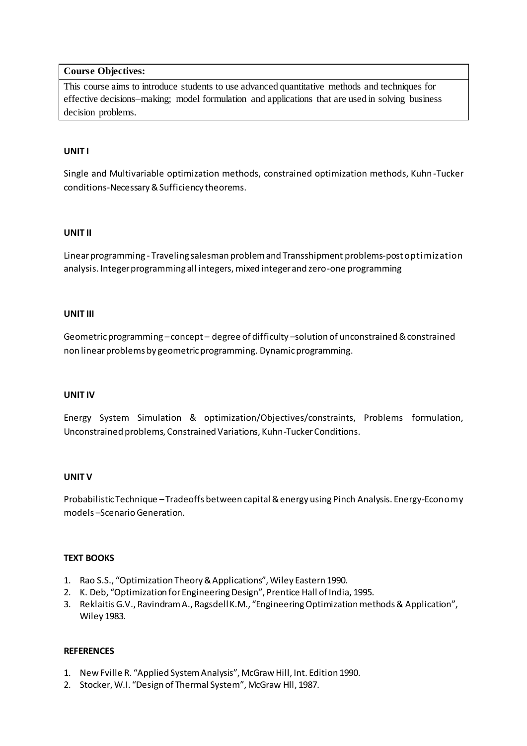| Course Objectives: |
| --- |
| This course aims to introduce students to use advanced quantitative methods and techniques for effective decisions–making; model formulation and applications that are used in solving business decision problems. |

**UNIT I**

Single and Multivariable optimization methods, constrained optimization methods, Kuhn-Tucker conditions-Necessary & Sufficiency theorems.

**UNIT II**

Linear programming - Traveling salesman problem and Transshipment problems-post optimization analysis. Integer programming all integers, mixed integer and zero-one programming

**UNIT III**

Geometric programming – concept – degree of difficulty –solution of unconstrained & constrained non linear problems by geometric programming. Dynamic programming.

**UNIT IV**

Energy System Simulation & optimization/Objectives/constraints, Problems formulation, Unconstrained problems, Constrained Variations, Kuhn-Tucker Conditions.

**UNIT V**

Probabilistic Technique – Tradeoffs between capital & energy using Pinch Analysis. Energy-Economy models –Scenario Generation.

**TEXT BOOKS**

1. Rao S.S., "Optimization Theory & Applications", Wiley Eastern 1990.
2. K. Deb, "Optimization for Engineering Design", Prentice Hall of India, 1995.
3. Reklaitis G.V., Ravindram A., Ragsdell K.M., "Engineering Optimization methods & Application", Wiley 1983.

**REFERENCES**

1. New Fville R. "Applied System Analysis", McGraw Hill, Int. Edition 1990.
2. Stocker, W.I. "Design of Thermal System", McGraw Hll, 1987.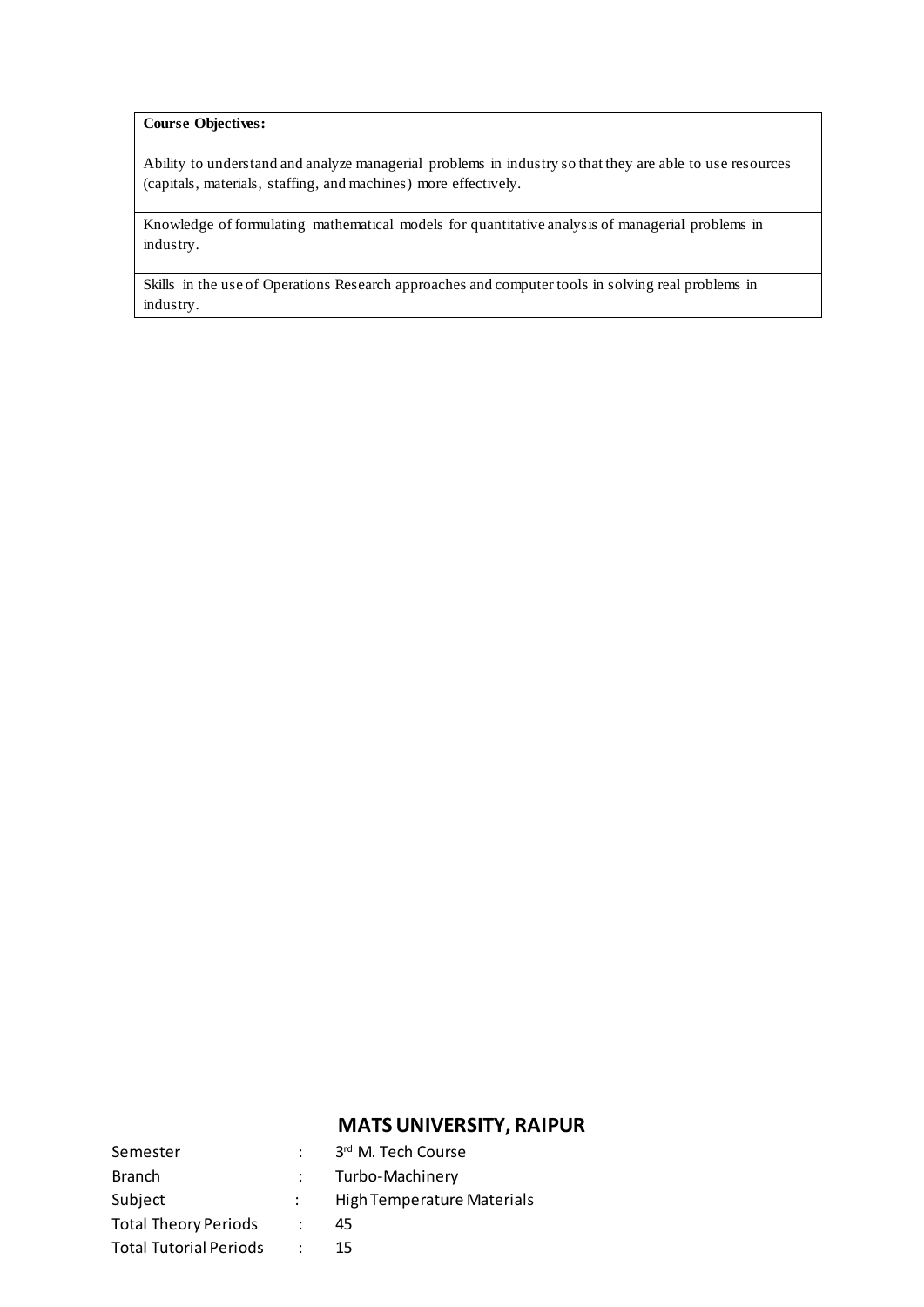| **Course Objectives:** |
|---|
| Ability to understand and analyze managerial problems in industry so that they are able to use resources (capitals, materials, staffing, and machines) more effectively. |
| Knowledge of formulating mathematical models for quantitative analysis of managerial problems in industry. |
| Skills in the use of Operations Research approaches and computer tools in solving real problems in industry. |

## MATS UNIVERSITY, RAIPUR

| | | |
|---|---|---|
| Semester | : | 3rd M. Tech Course |
| Branch | : | Turbo-Machinery |
| Subject | : | High Temperature Materials |
| Total Theory Periods | : | 45 |
| Total Tutorial Periods | : | 15 |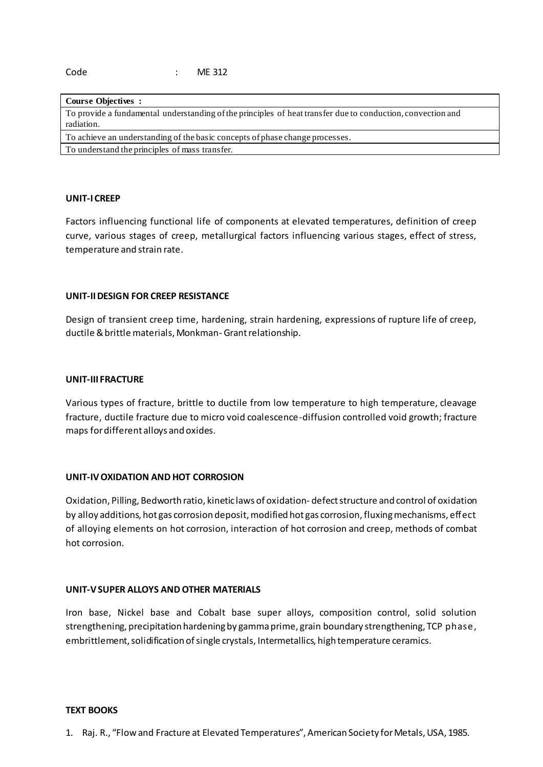Code : ME 312

| Course Objectives : |
|---|
| To provide a fundamental understanding of the principles of heat transfer due to conduction, convection and radiation. |
| To achieve an understanding of the basic concepts of phase change processes. |
| To understand the principles of mass transfer. |

### UNIT-I CREEP

Factors influencing functional life of components at elevated temperatures, definition of creep curve, various stages of creep, metallurgical factors influencing various stages, effect of stress, temperature and strain rate.

### UNIT-II DESIGN FOR CREEP RESISTANCE

Design of transient creep time, hardening, strain hardening, expressions of rupture life of creep, ductile & brittle materials, Monkman- Grant relationship.

### UNIT-III FRACTURE

Various types of fracture, brittle to ductile from low temperature to high temperature, cleavage fracture, ductile fracture due to micro void coalescence-diffusion controlled void growth; fracture maps for different alloys and oxides.

### UNIT-IV OXIDATION AND HOT CORROSION

Oxidation, Pilling, Bedworth ratio, kinetic laws of oxidation- defect structure and control of oxidation by alloy additions, hot gas corrosion deposit, modified hot gas corrosion, fluxing mechanisms, effect of alloying elements on hot corrosion, interaction of hot corrosion and creep, methods of combat hot corrosion.

### UNIT-V SUPER ALLOYS AND OTHER MATERIALS

Iron base, Nickel base and Cobalt base super alloys, composition control, solid solution strengthening, precipitation hardening by gamma prime, grain boundary strengthening, TCP phase, embrittlement, solidification of single crystals, Intermetallics, high temperature ceramics.

### TEXT BOOKS

1. Raj. R., "Flow and Fracture at Elevated Temperatures", American Society for Metals, USA, 1985.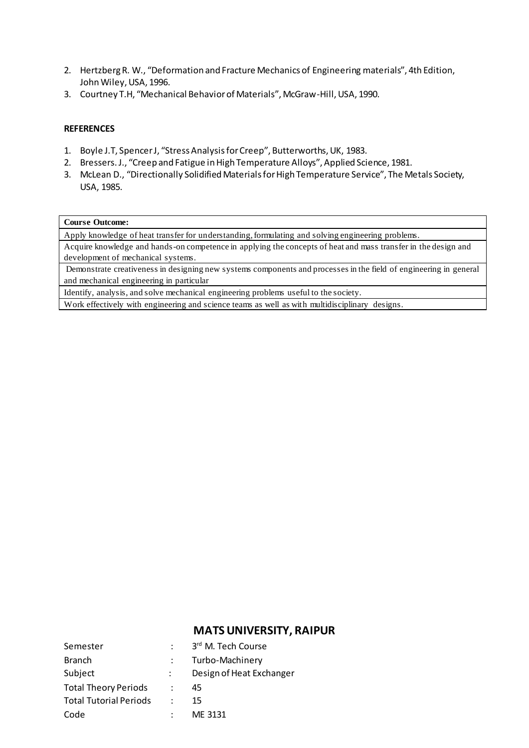2. Hertzberg R. W., "Deformation and Fracture Mechanics of Engineering materials", 4th Edition, John Wiley, USA, 1996.
3. Courtney T.H, "Mechanical Behavior of Materials", McGraw-Hill, USA, 1990.

**REFERENCES**

1. Boyle J.T, Spencer J, "Stress Analysis for Creep", Butterworths, UK, 1983.
2. Bressers. J., "Creep and Fatigue in High Temperature Alloys", Applied Science, 1981.
3. McLean D., "Directionally Solidified Materials for High Temperature Service", The Metals Society, USA, 1985.

| **Course Outcome:** |
|---|
| Apply knowledge of heat transfer for understanding, formulating and solving engineering problems. |
| Acquire knowledge and hands-on competence in applying the concepts of heat and mass transfer in the design and development of mechanical systems. |
| Demonstrate creativeness in designing new systems components and processes in the field of engineering in general and mechanical engineering in particular |
| Identify, analysis, and solve mechanical engineering problems useful to the society. |
| Work effectively with engineering and science teams as well as with multidisciplinary designs. |

## MATS UNIVERSITY, RAIPUR

| | | |
|---|---|---|
| Semester | : | 3rd M. Tech Course |
| Branch | : | Turbo-Machinery |
| Subject | : | Design of Heat Exchanger |
| Total Theory Periods | : | 45 |
| Total Tutorial Periods | : | 15 |
| Code | : | ME 3131 |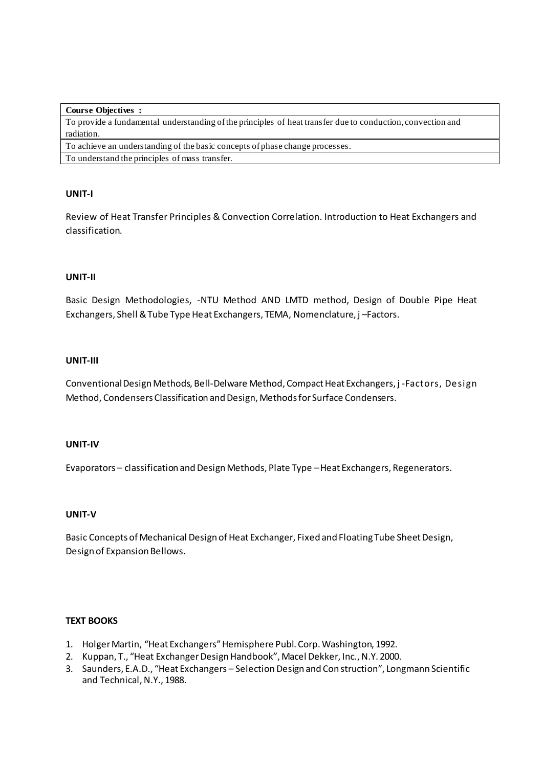| Course Objectives : |
| --- |
| To provide a fundamental understanding of the principles of heat transfer due to conduction, convection and radiation. |
| To achieve an understanding of the basic concepts of phase change processes. |
| To understand the principles of mass transfer. |

**UNIT-I**

Review of Heat Transfer Principles & Convection Correlation. Introduction to Heat Exchangers and classification.

**UNIT-II**

Basic Design Methodologies, -NTU Method AND LMTD method, Design of Double Pipe Heat Exchangers, Shell & Tube Type Heat Exchangers, TEMA, Nomenclature, j –Factors.

**UNIT-III**

Conventional Design Methods, Bell-Delware Method, Compact Heat Exchangers, j -Factors, Design Method, Condensers Classification and Design, Methods for Surface Condensers.

**UNIT-IV**

Evaporators – classification and Design Methods, Plate Type – Heat Exchangers, Regenerators.

**UNIT-V**

Basic Concepts of Mechanical Design of Heat Exchanger, Fixed and Floating Tube Sheet Design, Design of Expansion Bellows.

**TEXT BOOKS**

1. Holger Martin, "Heat Exchangers" Hemisphere Publ. Corp. Washington, 1992.
2. Kuppan, T., "Heat Exchanger Design Handbook", Macel Dekker, Inc., N.Y. 2000.
3. Saunders, E.A.D., "Heat Exchangers – Selection Design and Con struction", Longmann Scientific and Technical, N.Y., 1988.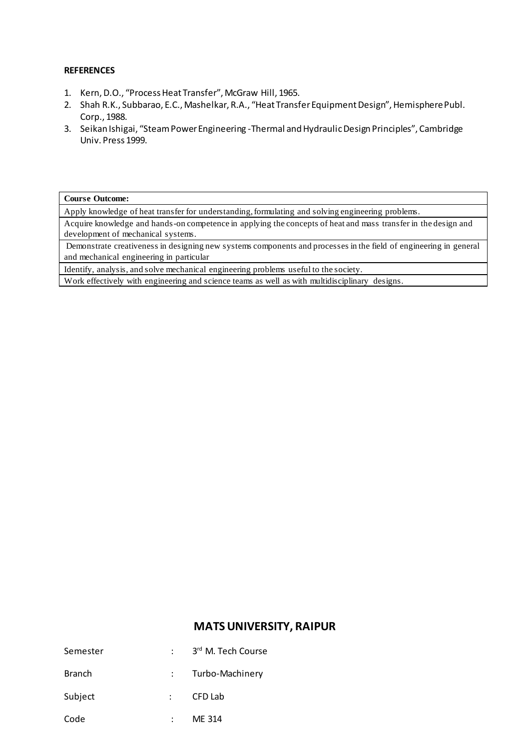**REFERENCES**

1. Kern, D.O., "Process Heat Transfer", McGraw Hill, 1965.
2. Shah R.K., Subbarao, E.C., Mashelkar, R.A., "Heat Transfer Equipment Design", Hemisphere Publ. Corp., 1988.
3. Seikan Ishigai, "Steam Power Engineering -Thermal and Hydraulic Design Principles", Cambridge Univ. Press 1999.

| **Course Outcome:** |
|---|
| Apply knowledge of heat transfer for understanding, formulating and solving engineering problems. |
| Acquire knowledge and hands-on competence in applying the concepts of heat and mass transfer in the design and development of mechanical systems. |
| Demonstrate creativeness in designing new systems components and processes in the field of engineering in general and mechanical engineering in particular |
| Identify, analysis, and solve mechanical engineering problems useful to the society. |
| Work effectively with engineering and science teams as well as with multidisciplinary designs. |

## MATS UNIVERSITY, RAIPUR

| | | |
|---|---|---|
| Semester | : | 3rd M. Tech Course |
| Branch | : | Turbo-Machinery |
| Subject | : | CFD Lab |
| Code | : | ME 314 |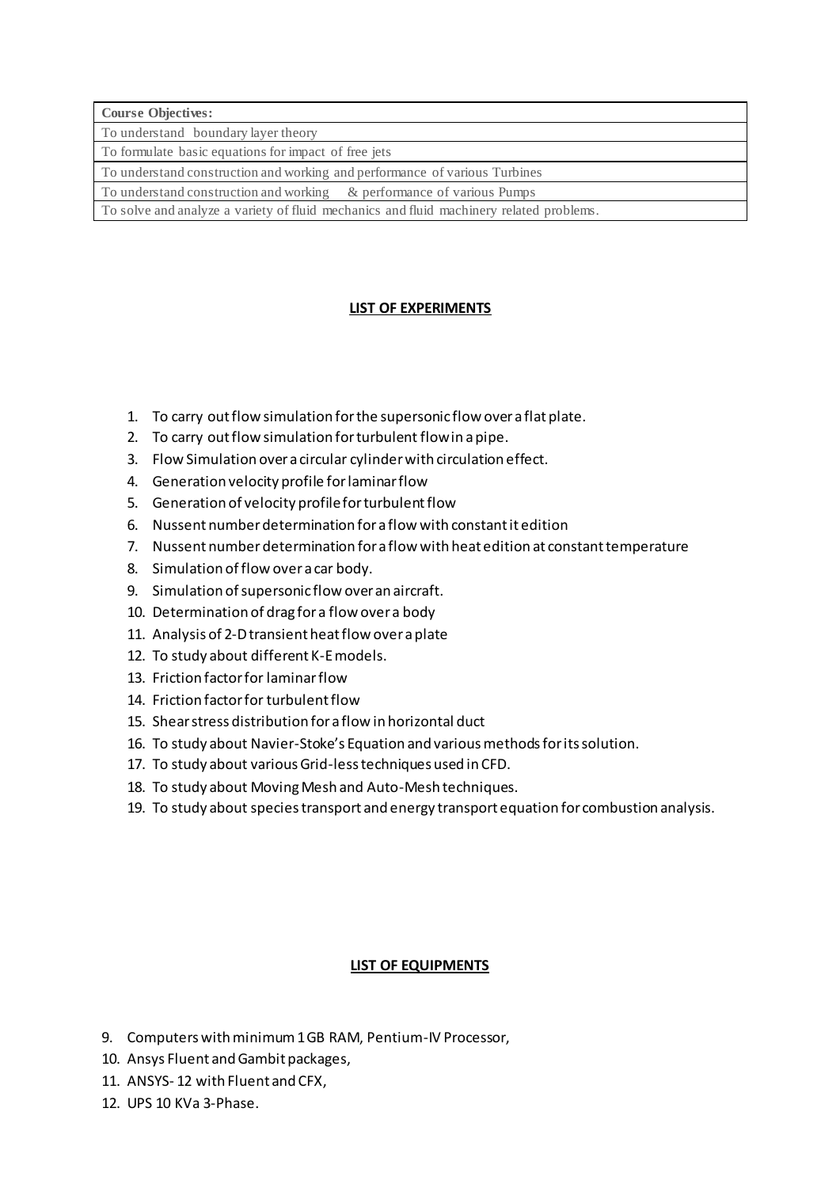| Course Objectives: |
| --- |
| To understand boundary layer theory |
| To formulate basic equations for impact of free jets |
| To understand construction and working and performance of various Turbines |
| To understand construction and working & performance of various Pumps |
| To solve and analyze a variety of fluid mechanics and fluid machinery related problems. |

## LIST OF EXPERIMENTS

1. To carry out flow simulation for the supersonic flow over a flat plate.
2. To carry out flow simulation for turbulent flow in a pipe.
3. Flow Simulation over a circular cylinder with circulation effect.
4. Generation velocity profile for laminar flow
5. Generation of velocity profile for turbulent flow
6. Nussent number determination for a flow with constant it edition
7. Nussent number determination for a flow with heat edition at constant temperature
8. Simulation of flow over a car body.
9. Simulation of supersonic flow over an aircraft.
10. Determination of drag for a flow over a body
11. Analysis of 2-D transient heat flow over a plate
12. To study about different K-E models.
13. Friction factor for laminar flow
14. Friction factor for turbulent flow
15. Shear stress distribution for a flow in horizontal duct
16. To study about Navier-Stoke's Equation and various methods for its solution.
17. To study about various Grid-less techniques used in CFD.
18. To study about Moving Mesh and Auto-Mesh techniques.
19. To study about species transport and energy transport equation for combustion analysis.

## LIST OF EQUIPMENTS

9. Computers with minimum 1 GB RAM, Pentium-IV Processor,
10. Ansys Fluent and Gambit packages,
11. ANSYS- 12 with Fluent and CFX,
12. UPS 10 KVa 3-Phase.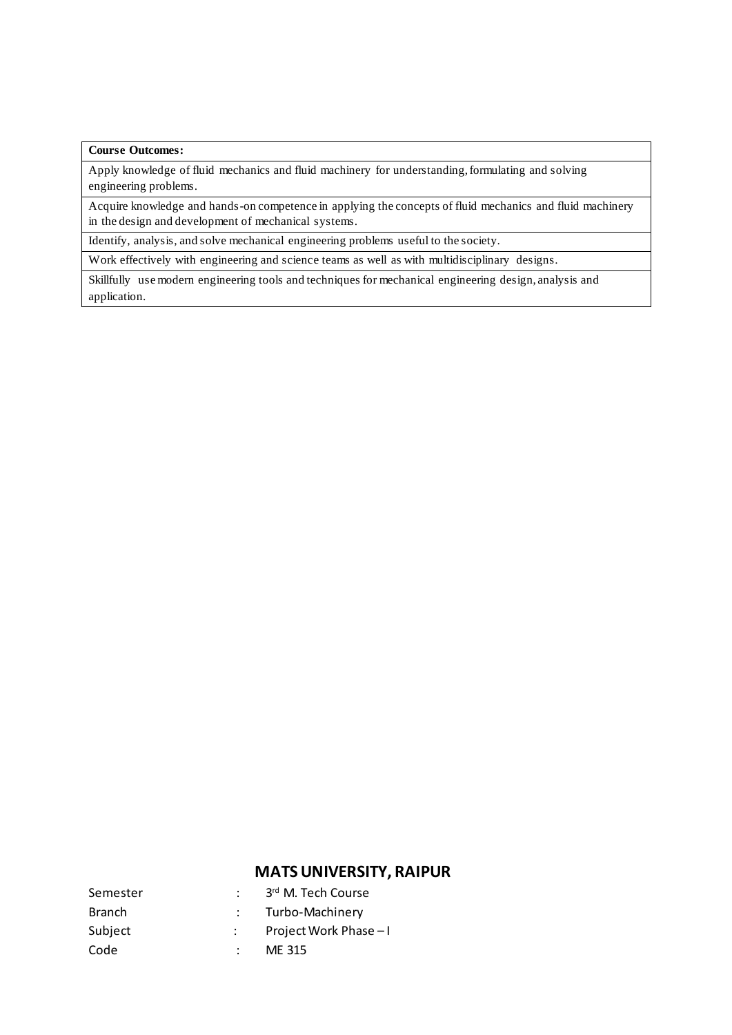| **Course Outcomes:** |
| --- |
| Apply knowledge of fluid mechanics and fluid machinery for understanding, formulating and solving engineering problems. |
| Acquire knowledge and hands-on competence in applying the concepts of fluid mechanics and fluid machinery in the design and development of mechanical systems. |
| Identify, analysis, and solve mechanical engineering problems useful to the society. |
| Work effectively with engineering and science teams as well as with multidisciplinary designs. |
| Skillfully use modern engineering tools and techniques for mechanical engineering design, analysis and application. |

## MATS UNIVERSITY, RAIPUR

| | | |
| --- | --- | --- |
| Semester | : | 3rd M. Tech Course |
| Branch | : | Turbo-Machinery |
| Subject | : | Project Work Phase – I |
| Code | : | ME 315 |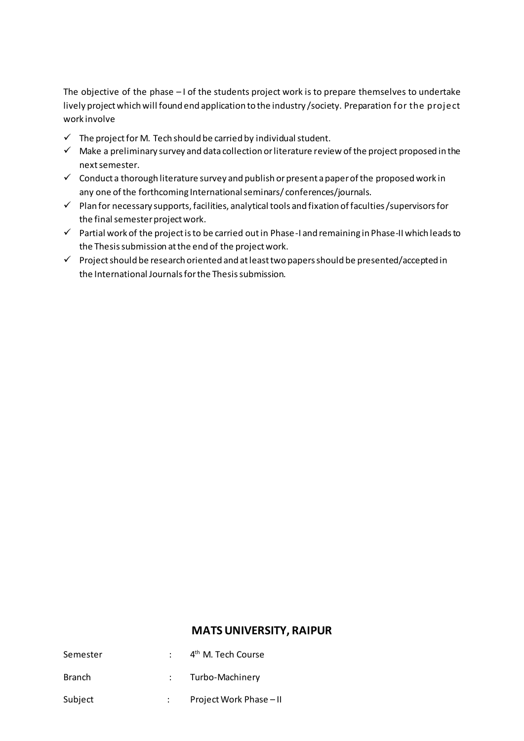The objective of the phase – I of the students project work is to prepare themselves to undertake lively project which will found end application to the industry /society. Preparation for the project work involve

- ✓ The project for M. Tech should be carried by individual student.
- ✓ Make a preliminary survey and data collection or literature review of the project proposed in the next semester.
- ✓ Conduct a thorough literature survey and publish or present a paper of the proposed work in any one of the forthcoming International seminars/ conferences/journals.
- ✓ Plan for necessary supports, facilities, analytical tools and fixation of faculties /supervisors for the final semester project work.
- ✓ Partial work of the project is to be carried out in Phase-I and remaining in Phase-II which leads to the Thesis submission at the end of the project work.
- ✓ Project should be research oriented and at least two papers should be presented/accepted in the International Journals for the Thesis submission.

## MATS UNIVERSITY, RAIPUR

| | | |
|---|---|---|
| Semester | : | 4th M. Tech Course |
| Branch | : | Turbo-Machinery |
| Subject | : | Project Work Phase – II |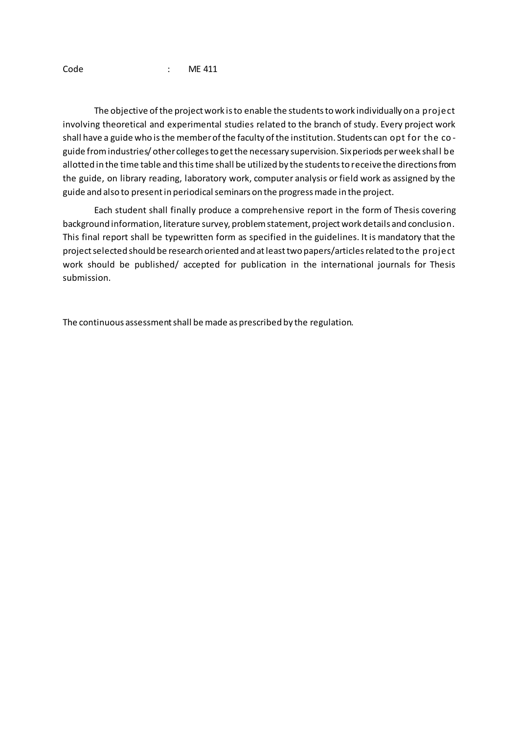Code : ME 411

The objective of the project work is to enable the students to work individually on a project involving theoretical and experimental studies related to the branch of study. Every project work shall have a guide who is the member of the faculty of the institution. Students can opt for the co-guide from industries/ other colleges to get the necessary supervision. Six periods per week shall be allotted in the time table and this time shall be utilized by the students to receive the directions from the guide, on library reading, laboratory work, computer analysis or field work as assigned by the guide and also to present in periodical seminars on the progress made in the project.

Each student shall finally produce a comprehensive report in the form of Thesis covering background information, literature survey, problem statement, project work details and conclusion. This final report shall be typewritten form as specified in the guidelines. It is mandatory that the project selected should be research oriented and at least two papers/articles related to the project work should be published/ accepted for publication in the international journals for Thesis submission.

The continuous assessment shall be made as prescribed by the regulation.